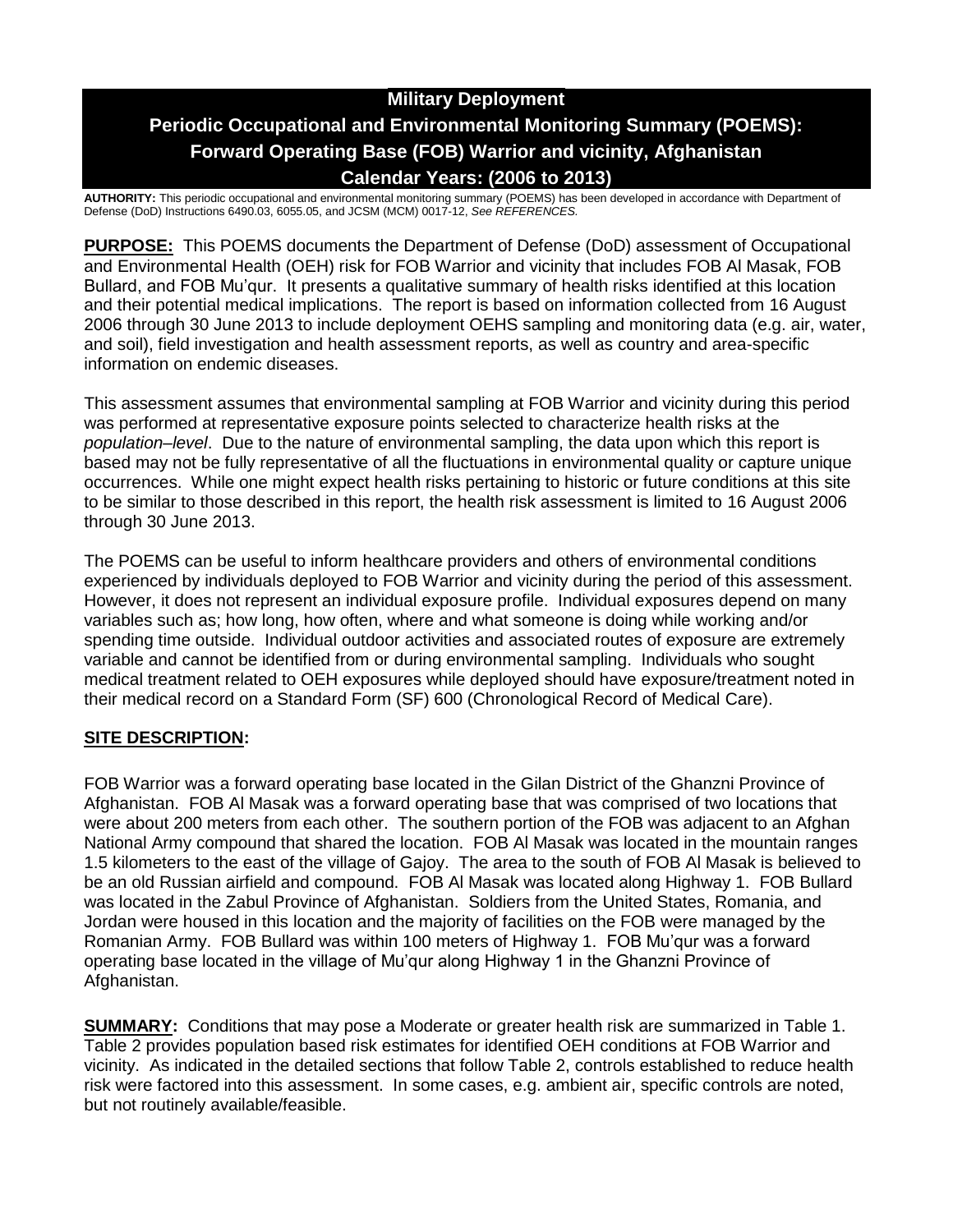# Military Deployment

# Periodic Occupational and Environmental Monitoring Summary (POEMS): Forward Operating Base (FOB) Warrior and vicinity, Afghanistan

# Calendar Years: (2006 to 2013)

**AUTHORITY:** This periodic occupational and environmental monitoring summary (POEMS) has been developed in accordance with Department of Defense (DoD) Instructions 6490.03, 6055.05, and JCSM (MCM) 0017-12, *See REFERENCES.*

**PURPOSE:** This POEMS documents the Department of Defense (DoD) assessment of Occupational and Environmental Health (OEH) risk for FOB Warrior and vicinity that includes FOB Al Masak, FOB Bullard, and FOB Mu'qur. It presents a qualitative summary of health risks identified at this location and their potential medical implications. The report is based on information collected from 16 August 2006 through 30 June 2013 to include deployment OEHS sampling and monitoring data (e.g. air, water, and soil), field investigation and health assessment reports, as well as country and area-specific information on endemic diseases.

This assessment assumes that environmental sampling at FOB Warrior and vicinity during this period was performed at representative exposure points selected to characterize health risks at the *population–level*. Due to the nature of environmental sampling, the data upon which this report is based may not be fully representative of all the fluctuations in environmental quality or capture unique occurrences. While one might expect health risks pertaining to historic or future conditions at this site to be similar to those described in this report, the health risk assessment is limited to 16 August 2006 through 30 June 2013.

The POEMS can be useful to inform healthcare providers and others of environmental conditions experienced by individuals deployed to FOB Warrior and vicinity during the period of this assessment. However, it does not represent an individual exposure profile. Individual exposures depend on many variables such as; how long, how often, where and what someone is doing while working and/or spending time outside. Individual outdoor activities and associated routes of exposure are extremely variable and cannot be identified from or during environmental sampling. Individuals who sought medical treatment related to OEH exposures while deployed should have exposure/treatment noted in their medical record on a Standard Form (SF) 600 (Chronological Record of Medical Care).

**SITE DESCRIPTION:**

FOB Warrior was a forward operating base located in the Gilan District of the Ghanzni Province of Afghanistan. FOB Al Masak was a forward operating base that was comprised of two locations that were about 200 meters from each other. The southern portion of the FOB was adjacent to an Afghan National Army compound that shared the location. FOB Al Masak was located in the mountain ranges 1.5 kilometers to the east of the village of Gajoy. The area to the south of FOB Al Masak is believed to be an old Russian airfield and compound. FOB Al Masak was located along Highway 1. FOB Bullard was located in the Zabul Province of Afghanistan. Soldiers from the United States, Romania, and Jordan were housed in this location and the majority of facilities on the FOB were managed by the Romanian Army. FOB Bullard was within 100 meters of Highway 1. FOB Mu'qur was a forward operating base located in the village of Mu'qur along Highway 1 in the Ghanzni Province of Afghanistan.

**SUMMARY:** Conditions that may pose a Moderate or greater health risk are summarized in Table 1. Table 2 provides population based risk estimates for identified OEH conditions at FOB Warrior and vicinity. As indicated in the detailed sections that follow Table 2, controls established to reduce health risk were factored into this assessment. In some cases, e.g. ambient air, specific controls are noted, but not routinely available/feasible.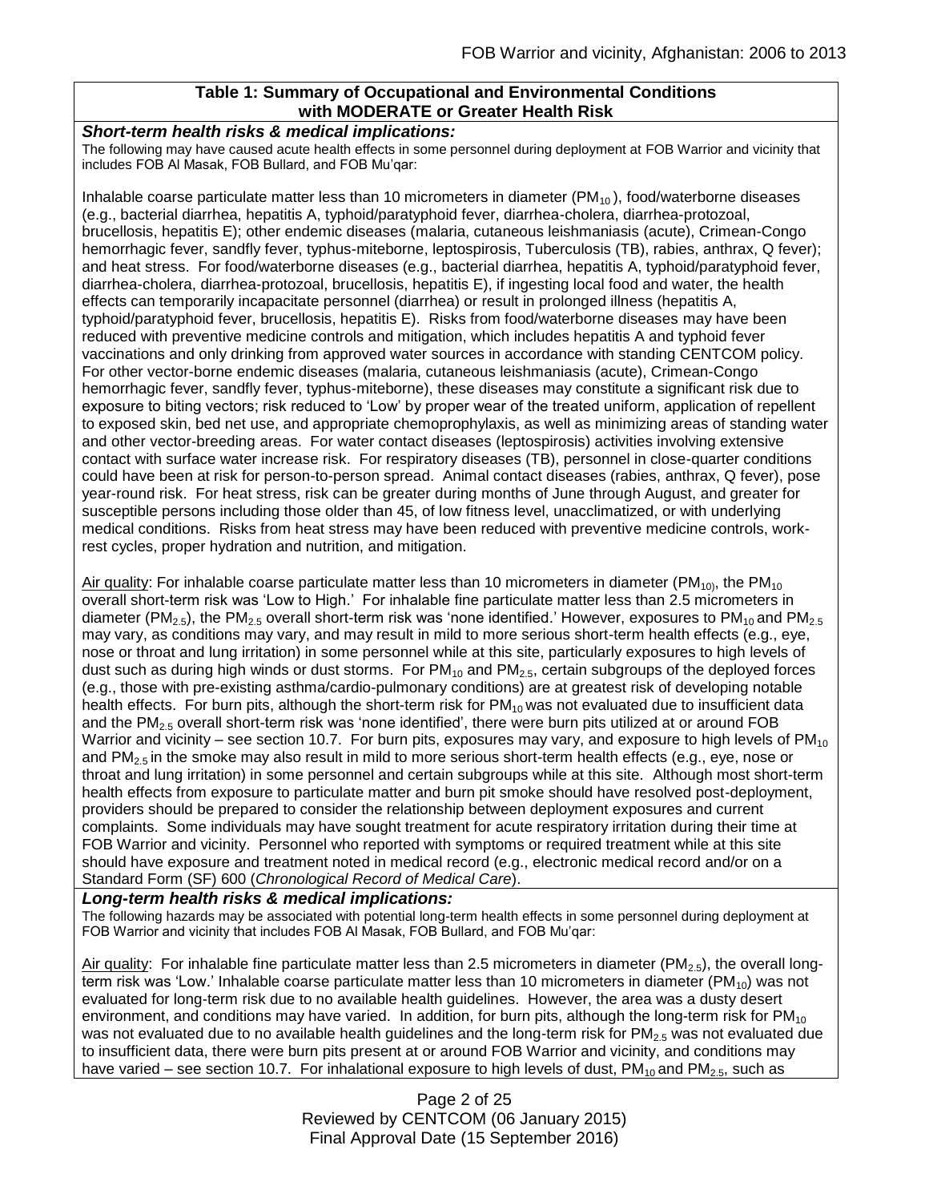**Table 1: Summary of Occupational and Environmental Conditions with MODERATE or Greater Health Risk**

***Short-term health risks & medical implications:***

The following may have caused acute health effects in some personnel during deployment at FOB Warrior and vicinity that includes FOB Al Masak, FOB Bullard, and FOB Mu'qar:

Inhalable coarse particulate matter less than 10 micrometers in diameter ($PM_{10}$), food/waterborne diseases (e.g., bacterial diarrhea, hepatitis A, typhoid/paratyphoid fever, diarrhea-cholera, diarrhea-protozoal, brucellosis, hepatitis E); other endemic diseases (malaria, cutaneous leishmaniasis (acute), Crimean-Congo hemorrhagic fever, sandfly fever, typhus-miteborne, leptospirosis, Tuberculosis (TB), rabies, anthrax, Q fever); and heat stress. For food/waterborne diseases (e.g., bacterial diarrhea, hepatitis A, typhoid/paratyphoid fever, diarrhea-cholera, diarrhea-protozoal, brucellosis, hepatitis E), if ingesting local food and water, the health effects can temporarily incapacitate personnel (diarrhea) or result in prolonged illness (hepatitis A, typhoid/paratyphoid fever, brucellosis, hepatitis E). Risks from food/waterborne diseases may have been reduced with preventive medicine controls and mitigation, which includes hepatitis A and typhoid fever vaccinations and only drinking from approved water sources in accordance with standing CENTCOM policy. For other vector-borne endemic diseases (malaria, cutaneous leishmaniasis (acute), Crimean-Congo hemorrhagic fever, sandfly fever, typhus-miteborne), these diseases may constitute a significant risk due to exposure to biting vectors; risk reduced to 'Low' by proper wear of the treated uniform, application of repellent to exposed skin, bed net use, and appropriate chemoprophylaxis, as well as minimizing areas of standing water and other vector-breeding areas. For water contact diseases (leptospirosis) activities involving extensive contact with surface water increase risk. For respiratory diseases (TB), personnel in close-quarter conditions could have been at risk for person-to-person spread. Animal contact diseases (rabies, anthrax, Q fever), pose year-round risk. For heat stress, risk can be greater during months of June through August, and greater for susceptible persons including those older than 45, of low fitness level, unacclimatized, or with underlying medical conditions. Risks from heat stress may have been reduced with preventive medicine controls, work-rest cycles, proper hydration and nutrition, and mitigation.

Air quality: For inhalable coarse particulate matter less than 10 micrometers in diameter ($PM_{10}$), the $PM_{10}$ overall short-term risk was 'Low to High.' For inhalable fine particulate matter less than 2.5 micrometers in diameter ($PM_{2.5}$), the $PM_{2.5}$ overall short-term risk was 'none identified.' However, exposures to $PM_{10}$ and $PM_{2.5}$ may vary, as conditions may vary, and may result in mild to more serious short-term health effects (e.g., eye, nose or throat and lung irritation) in some personnel while at this site, particularly exposures to high levels of dust such as during high winds or dust storms. For $PM_{10}$ and $PM_{2.5}$, certain subgroups of the deployed forces (e.g., those with pre-existing asthma/cardio-pulmonary conditions) are at greatest risk of developing notable health effects. For burn pits, although the short-term risk for $PM_{10}$ was not evaluated due to insufficient data and the $PM_{2.5}$ overall short-term risk was 'none identified', there were burn pits utilized at or around FOB Warrior and vicinity – see section 10.7. For burn pits, exposures may vary, and exposure to high levels of $PM_{10}$ and $PM_{2.5}$ in the smoke may also result in mild to more serious short-term health effects (e.g., eye, nose or throat and lung irritation) in some personnel and certain subgroups while at this site. Although most short-term health effects from exposure to particulate matter and burn pit smoke should have resolved post-deployment, providers should be prepared to consider the relationship between deployment exposures and current complaints. Some individuals may have sought treatment for acute respiratory irritation during their time at FOB Warrior and vicinity. Personnel who reported with symptoms or required treatment while at this site should have exposure and treatment noted in medical record (e.g., electronic medical record and/or on a Standard Form (SF) 600 (*Chronological Record of Medical Care*).

***Long-term health risks & medical implications:***

The following hazards may be associated with potential long-term health effects in some personnel during deployment at FOB Warrior and vicinity that includes FOB Al Masak, FOB Bullard, and FOB Mu'qar:

Air quality: For inhalable fine particulate matter less than 2.5 micrometers in diameter ($PM_{2.5}$), the overall long-term risk was 'Low.' Inhalable coarse particulate matter less than 10 micrometers in diameter ($PM_{10}$) was not evaluated for long-term risk due to no available health guidelines. However, the area was a dusty desert environment, and conditions may have varied. In addition, for burn pits, although the long-term risk for $PM_{10}$ was not evaluated due to no available health guidelines and the long-term risk for $PM_{2.5}$ was not evaluated due to insufficient data, there were burn pits present at or around FOB Warrior and vicinity, and conditions may have varied – see section 10.7. For inhalational exposure to high levels of dust, $PM_{10}$ and $PM_{2.5}$, such as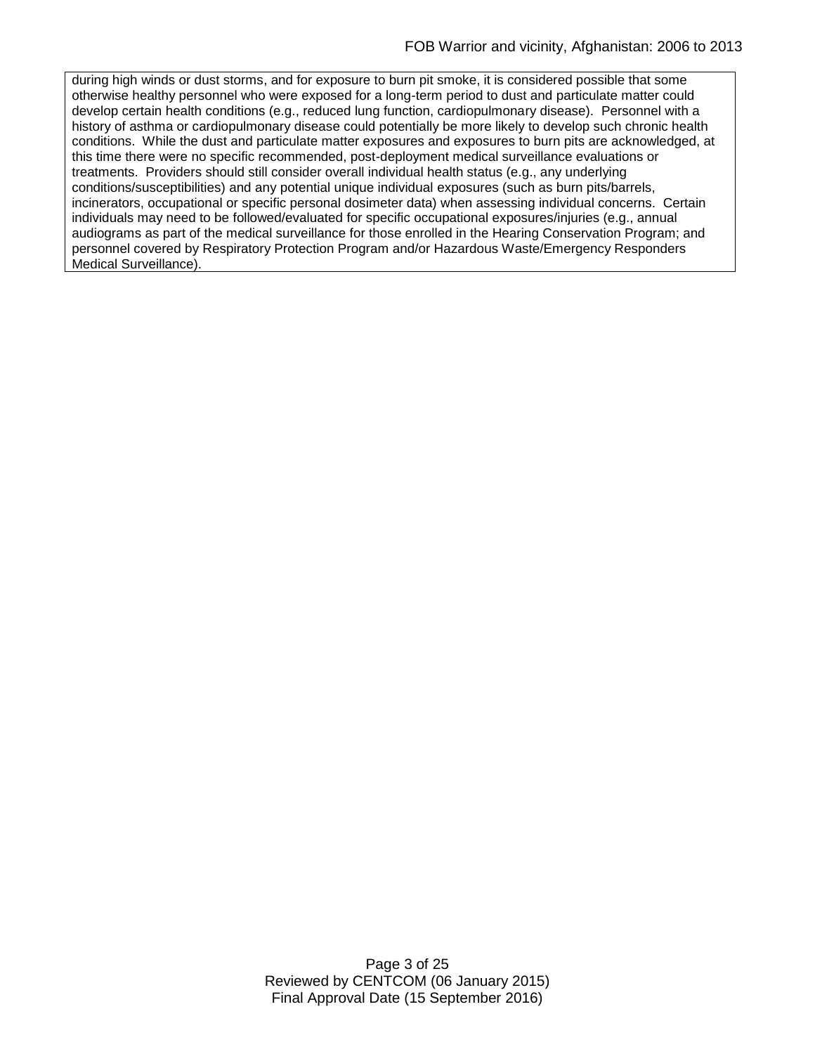during high winds or dust storms, and for exposure to burn pit smoke, it is considered possible that some otherwise healthy personnel who were exposed for a long-term period to dust and particulate matter could develop certain health conditions (e.g., reduced lung function, cardiopulmonary disease). Personnel with a history of asthma or cardiopulmonary disease could potentially be more likely to develop such chronic health conditions. While the dust and particulate matter exposures and exposures to burn pits are acknowledged, at this time there were no specific recommended, post-deployment medical surveillance evaluations or treatments. Providers should still consider overall individual health status (e.g., any underlying conditions/susceptibilities) and any potential unique individual exposures (such as burn pits/barrels, incinerators, occupational or specific personal dosimeter data) when assessing individual concerns. Certain individuals may need to be followed/evaluated for specific occupational exposures/injuries (e.g., annual audiograms as part of the medical surveillance for those enrolled in the Hearing Conservation Program; and personnel covered by Respiratory Protection Program and/or Hazardous Waste/Emergency Responders Medical Surveillance).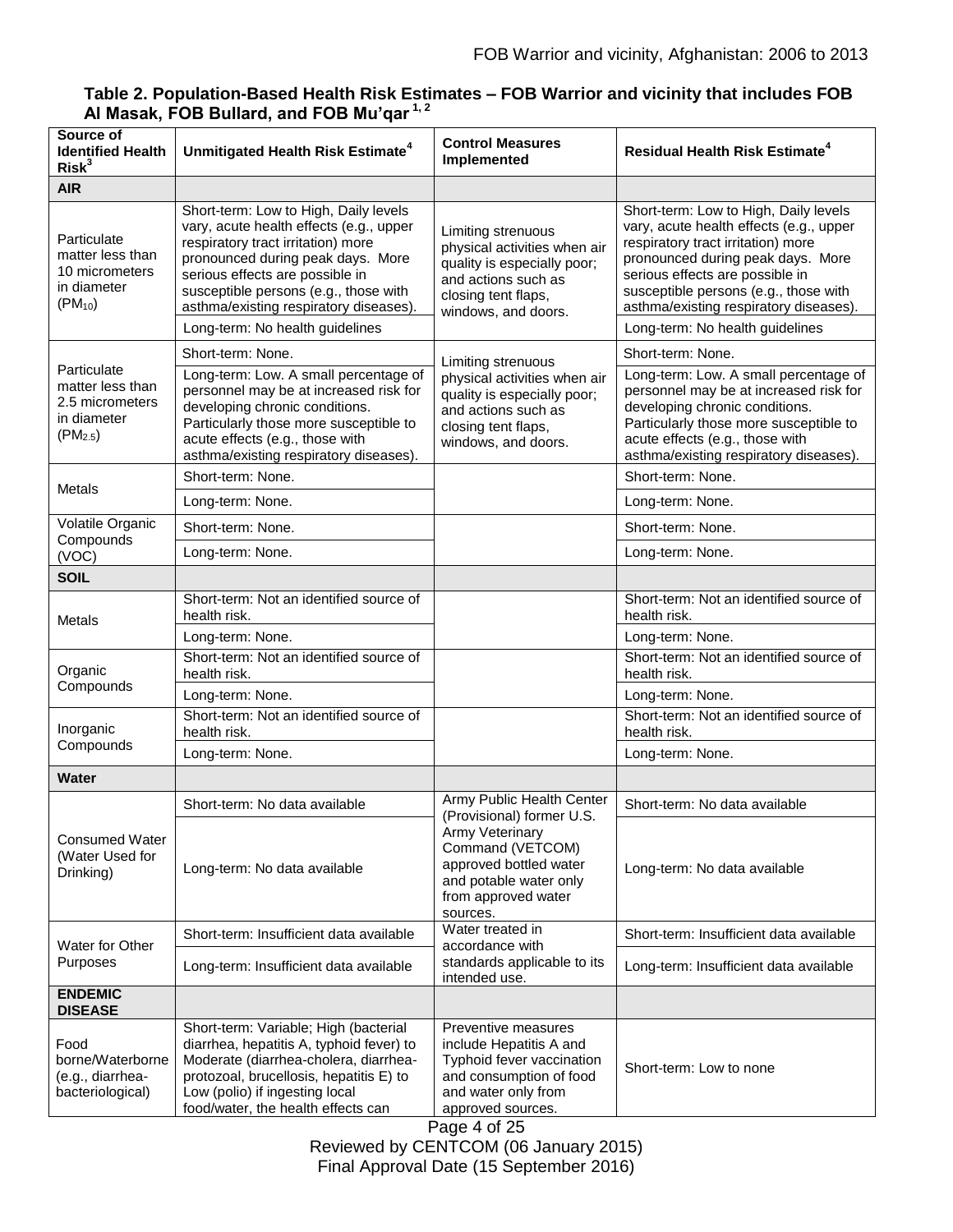**Table 2. Population-Based Health Risk Estimates – FOB Warrior and vicinity that includes FOB Al Masak, FOB Bullard, and FOB Mu'qar [1, 2]**

| Source of Identified Health Risk[3] | Unmitigated Health Risk Estimate[4] | Control Measures Implemented | Residual Health Risk Estimate[4] |
|---|---|---|---|
| **AIR** | | | |
| Particulate matter less than 10 micrometers in diameter ($PM_{10}$) | Short-term: Low to High, Daily levels vary, acute health effects (e.g., upper respiratory tract irritation) more pronounced during peak days. More serious effects are possible in susceptible persons (e.g., those with asthma/existing respiratory diseases). | Limiting strenuous physical activities when air quality is especially poor; and actions such as closing tent flaps, windows, and doors. | Short-term: Low to High, Daily levels vary, acute health effects (e.g., upper respiratory tract irritation) more pronounced during peak days. More serious effects are possible in susceptible persons (e.g., those with asthma/existing respiratory diseases). |
| | Long-term: No health guidelines | | Long-term: No health guidelines |
| Particulate matter less than 2.5 micrometers in diameter ($PM_{2.5}$) | Short-term: None. | Limiting strenuous physical activities when air quality is especially poor; and actions such as closing tent flaps, windows, and doors. | Short-term: None. |
| | Long-term: Low. A small percentage of personnel may be at increased risk for developing chronic conditions. Particularly those more susceptible to acute effects (e.g., those with asthma/existing respiratory diseases). | | Long-term: Low. A small percentage of personnel may be at increased risk for developing chronic conditions. Particularly those more susceptible to acute effects (e.g., those with asthma/existing respiratory diseases). |
| Metals | Short-term: None. | | Short-term: None. |
| | Long-term: None. | | Long-term: None. |
| Volatile Organic Compounds (VOC) | Short-term: None. | | Short-term: None. |
| | Long-term: None. | | Long-term: None. |
| **SOIL** | | | |
| Metals | Short-term: Not an identified source of health risk. | | Short-term: Not an identified source of health risk. |
| | Long-term: None. | | Long-term: None. |
| Organic Compounds | Short-term: Not an identified source of health risk. | | Short-term: Not an identified source of health risk. |
| | Long-term: None. | | Long-term: None. |
| Inorganic Compounds | Short-term: Not an identified source of health risk. | | Short-term: Not an identified source of health risk. |
| | Long-term: None. | | Long-term: None. |
| **Water** | | | |
| Consumed Water (Water Used for Drinking) | Short-term: No data available | Army Public Health Center (Provisional) former U.S. Army Veterinary Command (VETCOM) approved bottled water and potable water only from approved water sources. | Short-term: No data available |
| | Long-term: No data available | | Long-term: No data available |
| Water for Other Purposes | Short-term: Insufficient data available | Water treated in accordance with standards applicable to its intended use. | Short-term: Insufficient data available |
| | Long-term: Insufficient data available | | Long-term: Insufficient data available |
| **ENDEMIC DISEASE** | | | |
| Food borne/Waterborne (e.g., diarrhea-bacteriological) | Short-term: Variable; High (bacterial diarrhea, hepatitis A, typhoid fever) to Moderate (diarrhea-cholera, diarrhea-protozoal, brucellosis, hepatitis E) to Low (polio) if ingesting local food/water, the health effects can | Preventive measures include Hepatitis A and Typhoid fever vaccination and consumption of food and water only from approved sources. | Short-term: Low to none |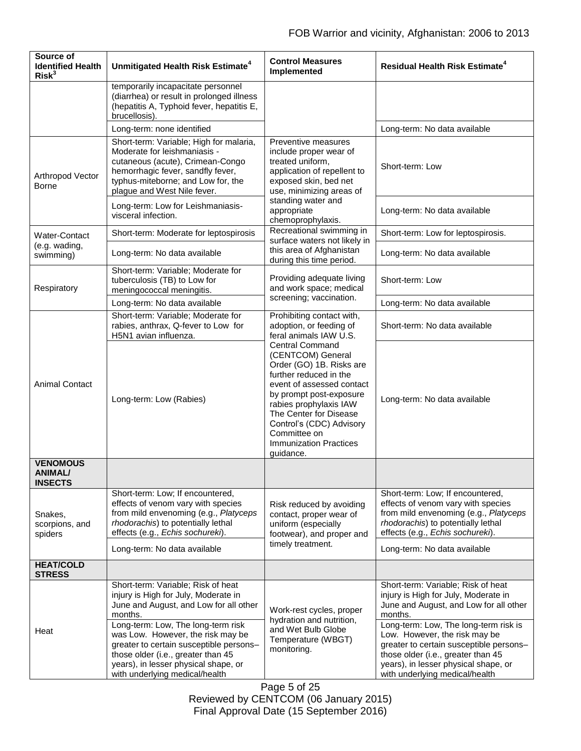| Source of Identified Health Risk[3] | Unmitigated Health Risk Estimate[4] | Control Measures Implemented | Residual Health Risk Estimate[4] |
|---|---|---|---|
| | temporarily incapacitate personnel (diarrhea) or result in prolonged illness (hepatitis A, Typhoid fever, hepatitis E, brucellosis). | | |
| | Long-term: none identified | | Long-term: No data available |
| Arthropod Vector Borne | Short-term: Variable; High for malaria, Moderate for leishmaniasis - cutaneous (acute), Crimean-Congo hemorrhagic fever, sandfly fever, typhus-miteborne; and Low for, the plague and West Nile fever. | Preventive measures include proper wear of treated uniform, application of repellent to exposed skin, bed net use, minimizing areas of standing water and appropriate chemoprophylaxis. | Short-term: Low |
| | Long-term: Low for Leishmaniasis-visceral infection. | | Long-term: No data available |
| Water-Contact (e.g. wading, swimming) | Short-term: Moderate for leptospirosis | Recreational swimming in surface waters not likely in this area of Afghanistan during this time period. | Short-term: Low for leptospirosis. |
| | Long-term: No data available | | Long-term: No data available |
| Respiratory | Short-term: Variable; Moderate for tuberculosis (TB) to Low for meningococcal meningitis. | Providing adequate living and work space; medical screening; vaccination. | Short-term: Low |
| | Long-term: No data available | | Long-term: No data available |
| Animal Contact | Short-term: Variable; Moderate for rabies, anthrax, Q-fever to Low for H5N1 avian influenza. | Prohibiting contact with, adoption, or feeding of feral animals IAW U.S. Central Command (CENTCOM) General Order (GO) 1B. Risks are further reduced in the event of assessed contact by prompt post-exposure rabies prophylaxis IAW The Center for Disease Control's (CDC) Advisory Committee on Immunization Practices guidance. | Short-term: No data available |
| | Long-term: Low (Rabies) | | Long-term: No data available |
| **VENOMOUS ANIMAL/ INSECTS** | | | |
| Snakes, scorpions, and spiders | Short-term: Low; If encountered, effects of venom vary with species from mild envenoming (e.g., *Platyceps rhodorachis*) to potentially lethal effects (e.g., *Echis sochureki*). | Risk reduced by avoiding contact, proper wear of uniform (especially footwear), and proper and timely treatment. | Short-term: Low; If encountered, effects of venom vary with species from mild envenoming (e.g., *Platyceps rhodorachis*) to potentially lethal effects (e.g., *Echis sochureki*). |
| | Long-term: No data available | | Long-term: No data available |
| **HEAT/COLD STRESS** | | | |
| Heat | Short-term: Variable; Risk of heat injury is High for July, Moderate in June and August, and Low for all other months. | Work-rest cycles, proper hydration and nutrition, and Wet Bulb Globe Temperature (WBGT) monitoring. | Short-term: Variable; Risk of heat injury is High for July, Moderate in June and August, and Low for all other months. |
| | Long-term: Low, The long-term risk was Low. However, the risk may be greater to certain susceptible persons– those older (i.e., greater than 45 years), in lesser physical shape, or with underlying medical/health | | Long-term: Low, The long-term risk is Low. However, the risk may be greater to certain susceptible persons– those older (i.e., greater than 45 years), in lesser physical shape, or with underlying medical/health |

Reviewed by CENTCOM (06 January 2015)
Final Approval Date (15 September 2016)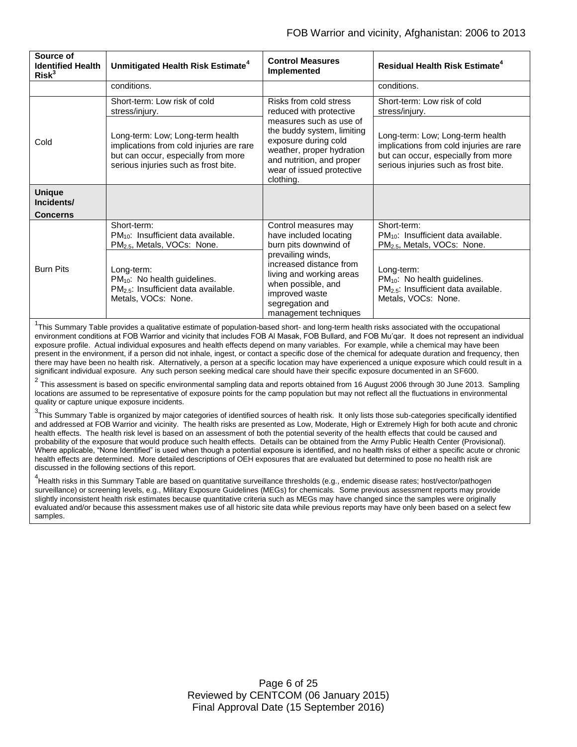| Source of Identified Health Risk[3] | Unmitigated Health Risk Estimate[4] | Control Measures Implemented | Residual Health Risk Estimate[4] |
|---|---|---|---|
| | conditions. | | conditions. |
| Cold | Short-term: Low risk of cold stress/injury. | Risks from cold stress reduced with protective measures such as use of the buddy system, limiting exposure during cold weather, proper hydration and nutrition, and proper wear of issued protective clothing. | Short-term: Low risk of cold stress/injury. |
| | Long-term: Low; Long-term health implications from cold injuries are rare but can occur, especially from more serious injuries such as frost bite. | | Long-term: Low; Long-term health implications from cold injuries are rare but can occur, especially from more serious injuries such as frost bite. |
| **Unique Incidents/ Concerns** | | | |
| Burn Pits | Short-term: $PM_{10}$: Insufficient data available. $PM_{2.5}$, Metals, VOCs: None. | Control measures may have included locating burn pits downwind of prevailing winds, increased distance from living and working areas when possible, and improved waste segregation and management techniques | Short-term: $PM_{10}$: Insufficient data available. $PM_{2.5}$, Metals, VOCs: None. |
| | Long-term: $PM_{10}$: No health guidelines. $PM_{2.5}$: Insufficient data available. Metals, VOCs: None. | | Long-term: $PM_{10}$: No health guidelines. $PM_{2.5}$: Insufficient data available. Metals, VOCs: None. |

[1]This Summary Table provides a qualitative estimate of population-based short- and long-term health risks associated with the occupational environment conditions at FOB Warrior and vicinity that includes FOB Al Masak, FOB Bullard, and FOB Mu'qar. It does not represent an individual exposure profile. Actual individual exposures and health effects depend on many variables. For example, while a chemical may have been present in the environment, if a person did not inhale, ingest, or contact a specific dose of the chemical for adequate duration and frequency, then there may have been no health risk. Alternatively, a person at a specific location may have experienced a unique exposure which could result in a significant individual exposure. Any such person seeking medical care should have their specific exposure documented in an SF600.

[2] This assessment is based on specific environmental sampling data and reports obtained from 16 August 2006 through 30 June 2013. Sampling locations are assumed to be representative of exposure points for the camp population but may not reflect all the fluctuations in environmental quality or capture unique exposure incidents.

[3]This Summary Table is organized by major categories of identified sources of health risk. It only lists those sub-categories specifically identified and addressed at FOB Warrior and vicinity. The health risks are presented as Low, Moderate, High or Extremely High for both acute and chronic health effects. The health risk level is based on an assessment of both the potential severity of the health effects that could be caused and probability of the exposure that would produce such health effects. Details can be obtained from the Army Public Health Center (Provisional). Where applicable, "None Identified" is used when though a potential exposure is identified, and no health risks of either a specific acute or chronic health effects are determined. More detailed descriptions of OEH exposures that are evaluated but determined to pose no health risk are discussed in the following sections of this report.

[4]Health risks in this Summary Table are based on quantitative surveillance thresholds (e.g., endemic disease rates; host/vector/pathogen surveillance) or screening levels, e.g., Military Exposure Guidelines (MEGs) for chemicals. Some previous assessment reports may provide slightly inconsistent health risk estimates because quantitative criteria such as MEGs may have changed since the samples were originally evaluated and/or because this assessment makes use of all historic site data while previous reports may have only been based on a select few samples.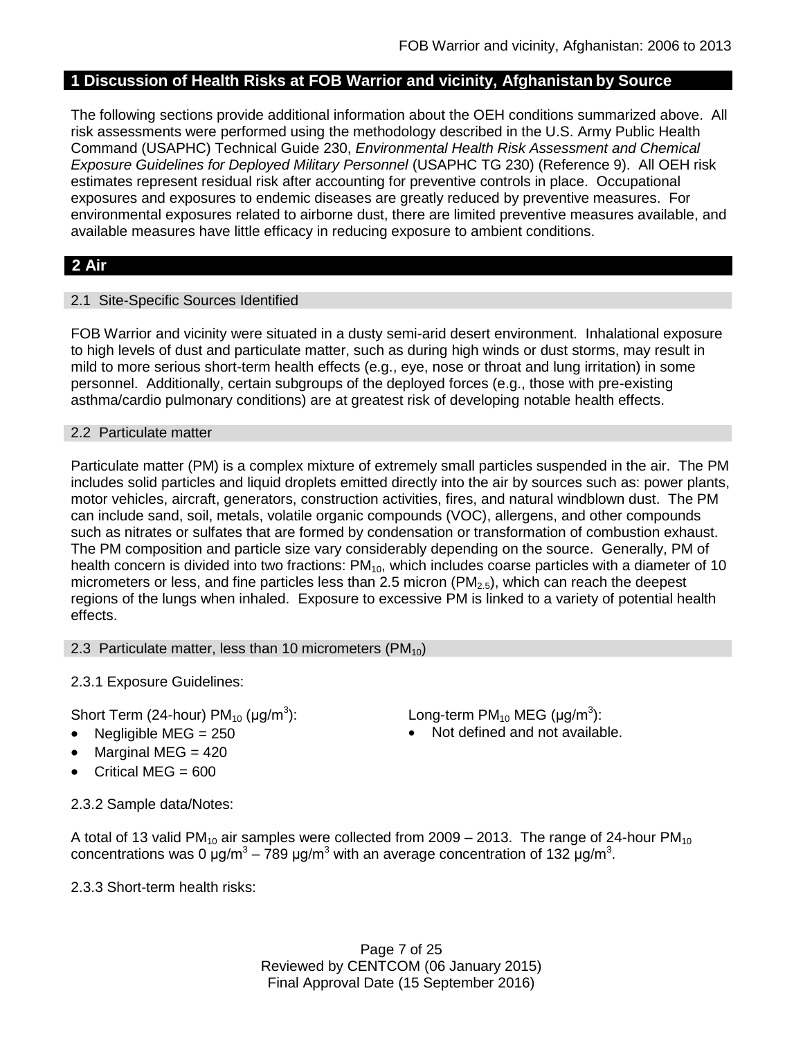## 1 Discussion of Health Risks at FOB Warrior and vicinity, Afghanistan by Source

The following sections provide additional information about the OEH conditions summarized above. All risk assessments were performed using the methodology described in the U.S. Army Public Health Command (USAPHC) Technical Guide 230, *Environmental Health Risk Assessment and Chemical Exposure Guidelines for Deployed Military Personnel* (USAPHC TG 230) (Reference 9). All OEH risk estimates represent residual risk after accounting for preventive controls in place. Occupational exposures and exposures to endemic diseases are greatly reduced by preventive measures. For environmental exposures related to airborne dust, there are limited preventive measures available, and available measures have little efficacy in reducing exposure to ambient conditions.

## 2 Air

### 2.1 Site-Specific Sources Identified

FOB Warrior and vicinity were situated in a dusty semi-arid desert environment. Inhalational exposure to high levels of dust and particulate matter, such as during high winds or dust storms, may result in mild to more serious short-term health effects (e.g., eye, nose or throat and lung irritation) in some personnel. Additionally, certain subgroups of the deployed forces (e.g., those with pre-existing asthma/cardio pulmonary conditions) are at greatest risk of developing notable health effects.

### 2.2 Particulate matter

Particulate matter (PM) is a complex mixture of extremely small particles suspended in the air. The PM includes solid particles and liquid droplets emitted directly into the air by sources such as: power plants, motor vehicles, aircraft, generators, construction activities, fires, and natural windblown dust. The PM can include sand, soil, metals, volatile organic compounds (VOC), allergens, and other compounds such as nitrates or sulfates that are formed by condensation or transformation of combustion exhaust. The PM composition and particle size vary considerably depending on the source. Generally, PM of health concern is divided into two fractions: $PM_{10}$, which includes coarse particles with a diameter of 10 micrometers or less, and fine particles less than 2.5 micron ($PM_{2.5}$), which can reach the deepest regions of the lungs when inhaled. Exposure to excessive PM is linked to a variety of potential health effects.

### 2.3 Particulate matter, less than 10 micrometers ($PM_{10}$)

2.3.1 Exposure Guidelines:

Short Term (24-hour) $PM_{10}$ (μg/m$^3$):

- Negligible MEG = 250
- Marginal MEG = 420
- Critical MEG = 600

Long-term $PM_{10}$ MEG (μg/m$^3$):

- Not defined and not available.

2.3.2 Sample data/Notes:

A total of 13 valid $PM_{10}$ air samples were collected from 2009 – 2013. The range of 24-hour $PM_{10}$ concentrations was 0 μg/m$^3$ – 789 μg/m$^3$ with an average concentration of 132 μg/m$^3$.

2.3.3 Short-term health risks:

Reviewed by CENTCOM (06 January 2015)
Final Approval Date (15 September 2016)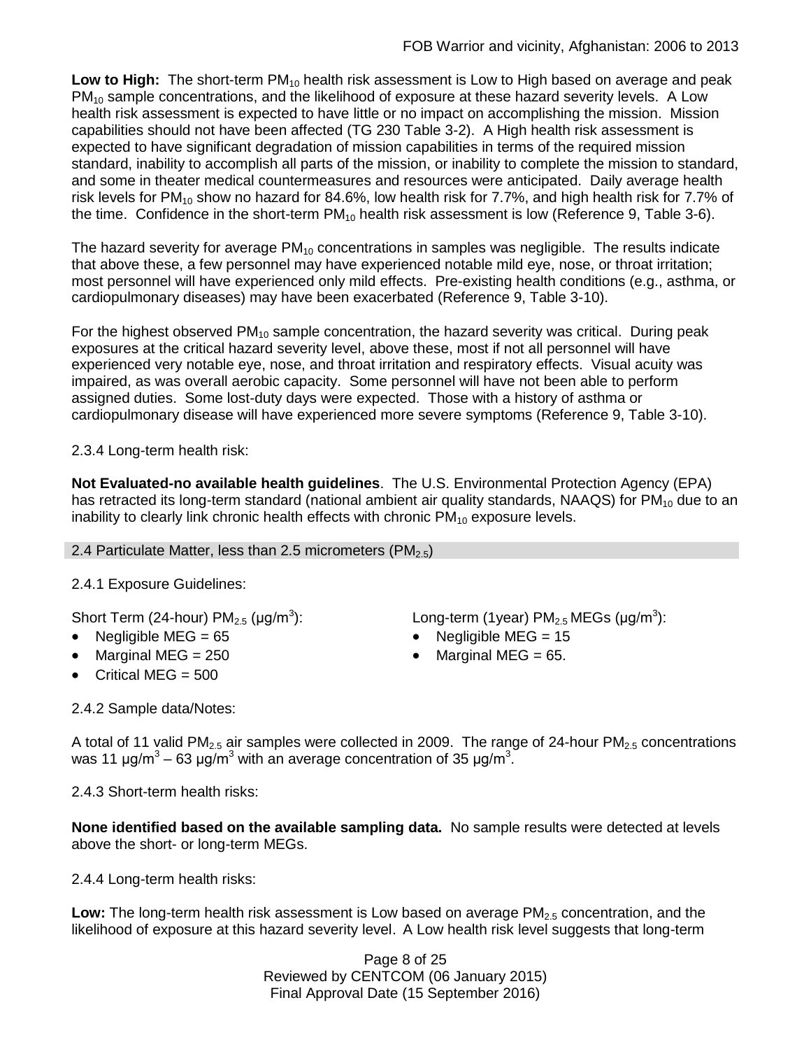**Low to High:** The short-term $PM_{10}$ health risk assessment is Low to High based on average and peak $PM_{10}$ sample concentrations, and the likelihood of exposure at these hazard severity levels. A Low health risk assessment is expected to have little or no impact on accomplishing the mission. Mission capabilities should not have been affected (TG 230 Table 3-2). A High health risk assessment is expected to have significant degradation of mission capabilities in terms of the required mission standard, inability to accomplish all parts of the mission, or inability to complete the mission to standard, and some in theater medical countermeasures and resources were anticipated. Daily average health risk levels for $PM_{10}$ show no hazard for 84.6%, low health risk for 7.7%, and high health risk for 7.7% of the time. Confidence in the short-term $PM_{10}$ health risk assessment is low (Reference 9, Table 3-6).

The hazard severity for average $PM_{10}$ concentrations in samples was negligible. The results indicate that above these, a few personnel may have experienced notable mild eye, nose, or throat irritation; most personnel will have experienced only mild effects. Pre-existing health conditions (e.g., asthma, or cardiopulmonary diseases) may have been exacerbated (Reference 9, Table 3-10).

For the highest observed $PM_{10}$ sample concentration, the hazard severity was critical. During peak exposures at the critical hazard severity level, above these, most if not all personnel will have experienced very notable eye, nose, and throat irritation and respiratory effects. Visual acuity was impaired, as was overall aerobic capacity. Some personnel will have not been able to perform assigned duties. Some lost-duty days were expected. Those with a history of asthma or cardiopulmonary disease will have experienced more severe symptoms (Reference 9, Table 3-10).

2.3.4 Long-term health risk:

**Not Evaluated-no available health guidelines**. The U.S. Environmental Protection Agency (EPA) has retracted its long-term standard (national ambient air quality standards, NAAQS) for $PM_{10}$ due to an inability to clearly link chronic health effects with chronic $PM_{10}$ exposure levels.

## 2.4 Particulate Matter, less than 2.5 micrometers ($PM_{2.5}$)

2.4.1 Exposure Guidelines:

Short Term (24-hour) $PM_{2.5}$ (µg/m$^3$):

- Negligible MEG = 65
- Marginal MEG = 250
- Critical MEG = 500

Long-term (1year) $PM_{2.5}$ MEGs (µg/m$^3$):

- Negligible MEG = 15
- Marginal MEG = 65.

2.4.2 Sample data/Notes:

A total of 11 valid $PM_{2.5}$ air samples were collected in 2009. The range of 24-hour $PM_{2.5}$ concentrations was 11 µg/m$^3$ – 63 µg/m$^3$ with an average concentration of 35 µg/m$^3$.

2.4.3 Short-term health risks:

**None identified based on the available sampling data.** No sample results were detected at levels above the short- or long-term MEGs.

2.4.4 Long-term health risks:

**Low:** The long-term health risk assessment is Low based on average $PM_{2.5}$ concentration, and the likelihood of exposure at this hazard severity level. A Low health risk level suggests that long-term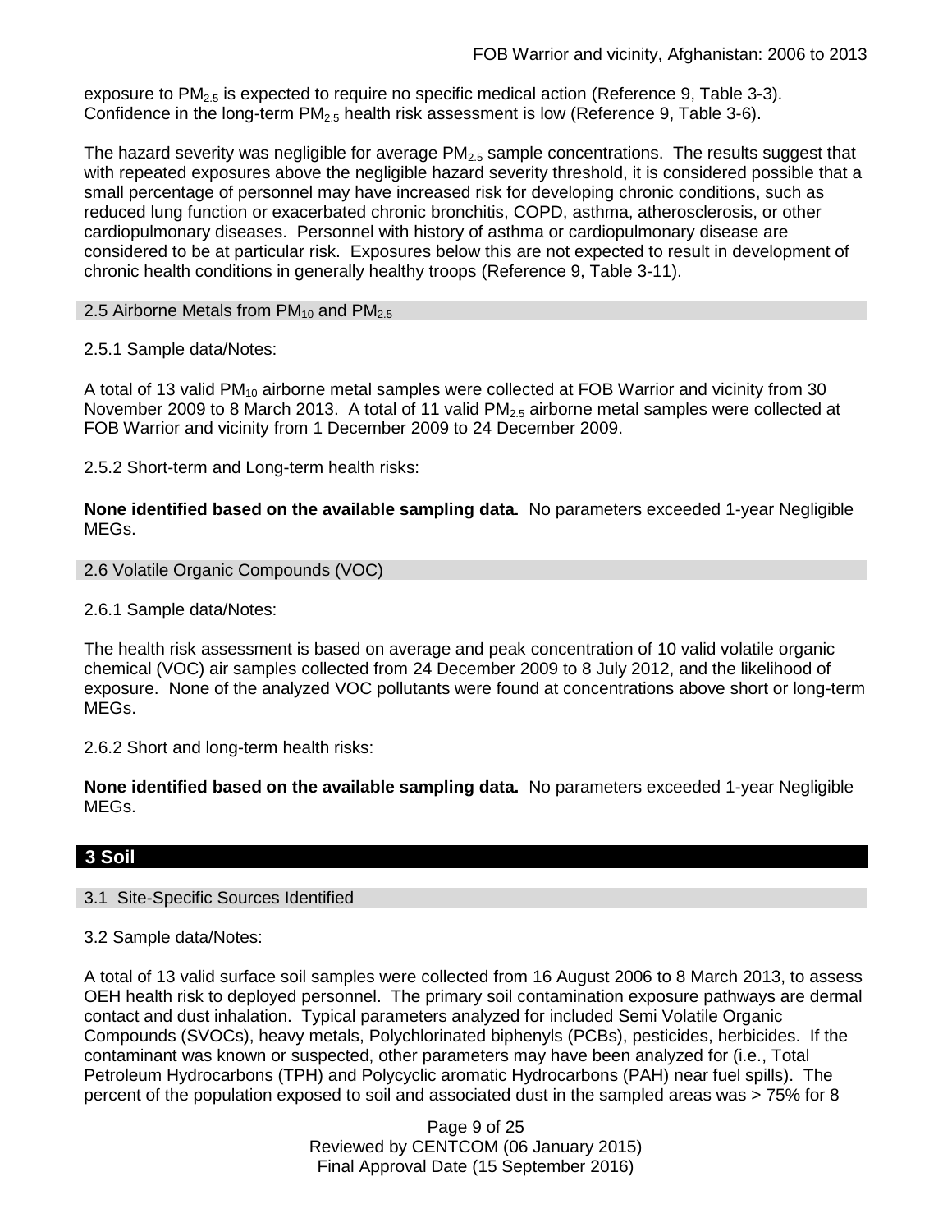exposure to $PM_{2.5}$ is expected to require no specific medical action (Reference 9, Table 3-3). Confidence in the long-term $PM_{2.5}$ health risk assessment is low (Reference 9, Table 3-6).

The hazard severity was negligible for average $PM_{2.5}$ sample concentrations. The results suggest that with repeated exposures above the negligible hazard severity threshold, it is considered possible that a small percentage of personnel may have increased risk for developing chronic conditions, such as reduced lung function or exacerbated chronic bronchitis, COPD, asthma, atherosclerosis, or other cardiopulmonary diseases. Personnel with history of asthma or cardiopulmonary disease are considered to be at particular risk. Exposures below this are not expected to result in development of chronic health conditions in generally healthy troops (Reference 9, Table 3-11).

### 2.5 Airborne Metals from $PM_{10}$ and $PM_{2.5}$

2.5.1 Sample data/Notes:

A total of 13 valid $PM_{10}$ airborne metal samples were collected at FOB Warrior and vicinity from 30 November 2009 to 8 March 2013. A total of 11 valid $PM_{2.5}$ airborne metal samples were collected at FOB Warrior and vicinity from 1 December 2009 to 24 December 2009.

2.5.2 Short-term and Long-term health risks:

**None identified based on the available sampling data.** No parameters exceeded 1-year Negligible MEGs.

### 2.6 Volatile Organic Compounds (VOC)

2.6.1 Sample data/Notes:

The health risk assessment is based on average and peak concentration of 10 valid volatile organic chemical (VOC) air samples collected from 24 December 2009 to 8 July 2012, and the likelihood of exposure. None of the analyzed VOC pollutants were found at concentrations above short or long-term MEGs.

2.6.2 Short and long-term health risks:

**None identified based on the available sampling data.** No parameters exceeded 1-year Negligible MEGs.

## 3 Soil

### 3.1 Site-Specific Sources Identified

3.2 Sample data/Notes:

A total of 13 valid surface soil samples were collected from 16 August 2006 to 8 March 2013, to assess OEH health risk to deployed personnel. The primary soil contamination exposure pathways are dermal contact and dust inhalation. Typical parameters analyzed for included Semi Volatile Organic Compounds (SVOCs), heavy metals, Polychlorinated biphenyls (PCBs), pesticides, herbicides. If the contaminant was known or suspected, other parameters may have been analyzed for (i.e., Total Petroleum Hydrocarbons (TPH) and Polycyclic aromatic Hydrocarbons (PAH) near fuel spills). The percent of the population exposed to soil and associated dust in the sampled areas was > 75% for 8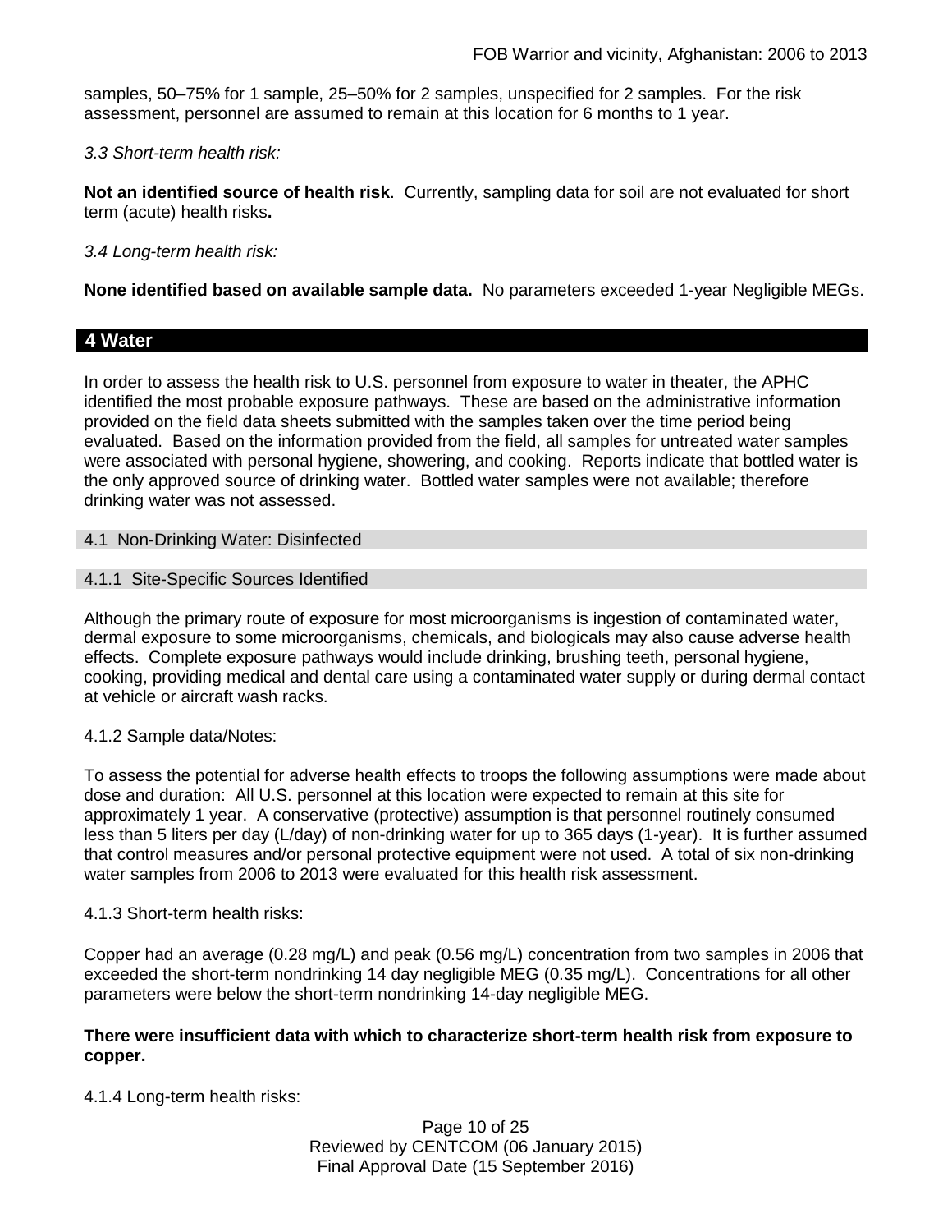samples, 50–75% for 1 sample, 25–50% for 2 samples, unspecified for 2 samples. For the risk assessment, personnel are assumed to remain at this location for 6 months to 1 year.

*3.3 Short-term health risk:*

**Not an identified source of health risk**. Currently, sampling data for soil are not evaluated for short term (acute) health risks**.**

*3.4 Long-term health risk:*

**None identified based on available sample data.** No parameters exceeded 1-year Negligible MEGs.

## 4 Water

In order to assess the health risk to U.S. personnel from exposure to water in theater, the APHC identified the most probable exposure pathways. These are based on the administrative information provided on the field data sheets submitted with the samples taken over the time period being evaluated. Based on the information provided from the field, all samples for untreated water samples were associated with personal hygiene, showering, and cooking. Reports indicate that bottled water is the only approved source of drinking water. Bottled water samples were not available; therefore drinking water was not assessed.

### 4.1 Non-Drinking Water: Disinfected

#### 4.1.1 Site-Specific Sources Identified

Although the primary route of exposure for most microorganisms is ingestion of contaminated water, dermal exposure to some microorganisms, chemicals, and biologicals may also cause adverse health effects. Complete exposure pathways would include drinking, brushing teeth, personal hygiene, cooking, providing medical and dental care using a contaminated water supply or during dermal contact at vehicle or aircraft wash racks.

4.1.2 Sample data/Notes:

To assess the potential for adverse health effects to troops the following assumptions were made about dose and duration: All U.S. personnel at this location were expected to remain at this site for approximately 1 year. A conservative (protective) assumption is that personnel routinely consumed less than 5 liters per day (L/day) of non-drinking water for up to 365 days (1-year). It is further assumed that control measures and/or personal protective equipment were not used. A total of six non-drinking water samples from 2006 to 2013 were evaluated for this health risk assessment.

4.1.3 Short-term health risks:

Copper had an average (0.28 mg/L) and peak (0.56 mg/L) concentration from two samples in 2006 that exceeded the short-term nondrinking 14 day negligible MEG (0.35 mg/L). Concentrations for all other parameters were below the short-term nondrinking 14-day negligible MEG.

**There were insufficient data with which to characterize short-term health risk from exposure to copper.**

4.1.4 Long-term health risks: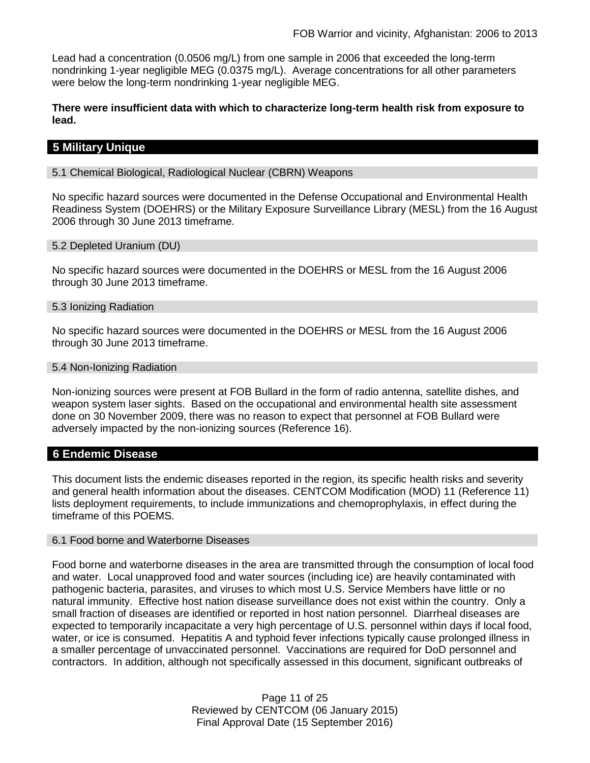Lead had a concentration (0.0506 mg/L) from one sample in 2006 that exceeded the long-term nondrinking 1-year negligible MEG (0.0375 mg/L). Average concentrations for all other parameters were below the long-term nondrinking 1-year negligible MEG.

**There were insufficient data with which to characterize long-term health risk from exposure to lead.**

## 5 Military Unique

### 5.1 Chemical Biological, Radiological Nuclear (CBRN) Weapons

No specific hazard sources were documented in the Defense Occupational and Environmental Health Readiness System (DOEHRS) or the Military Exposure Surveillance Library (MESL) from the 16 August 2006 through 30 June 2013 timeframe.

### 5.2 Depleted Uranium (DU)

No specific hazard sources were documented in the DOEHRS or MESL from the 16 August 2006 through 30 June 2013 timeframe.

### 5.3 Ionizing Radiation

No specific hazard sources were documented in the DOEHRS or MESL from the 16 August 2006 through 30 June 2013 timeframe.

### 5.4 Non-Ionizing Radiation

Non-ionizing sources were present at FOB Bullard in the form of radio antenna, satellite dishes, and weapon system laser sights. Based on the occupational and environmental health site assessment done on 30 November 2009, there was no reason to expect that personnel at FOB Bullard were adversely impacted by the non-ionizing sources (Reference 16).

## 6 Endemic Disease

This document lists the endemic diseases reported in the region, its specific health risks and severity and general health information about the diseases. CENTCOM Modification (MOD) 11 (Reference 11) lists deployment requirements, to include immunizations and chemoprophylaxis, in effect during the timeframe of this POEMS.

### 6.1 Food borne and Waterborne Diseases

Food borne and waterborne diseases in the area are transmitted through the consumption of local food and water. Local unapproved food and water sources (including ice) are heavily contaminated with pathogenic bacteria, parasites, and viruses to which most U.S. Service Members have little or no natural immunity. Effective host nation disease surveillance does not exist within the country. Only a small fraction of diseases are identified or reported in host nation personnel. Diarrheal diseases are expected to temporarily incapacitate a very high percentage of U.S. personnel within days if local food, water, or ice is consumed. Hepatitis A and typhoid fever infections typically cause prolonged illness in a smaller percentage of unvaccinated personnel. Vaccinations are required for DoD personnel and contractors. In addition, although not specifically assessed in this document, significant outbreaks of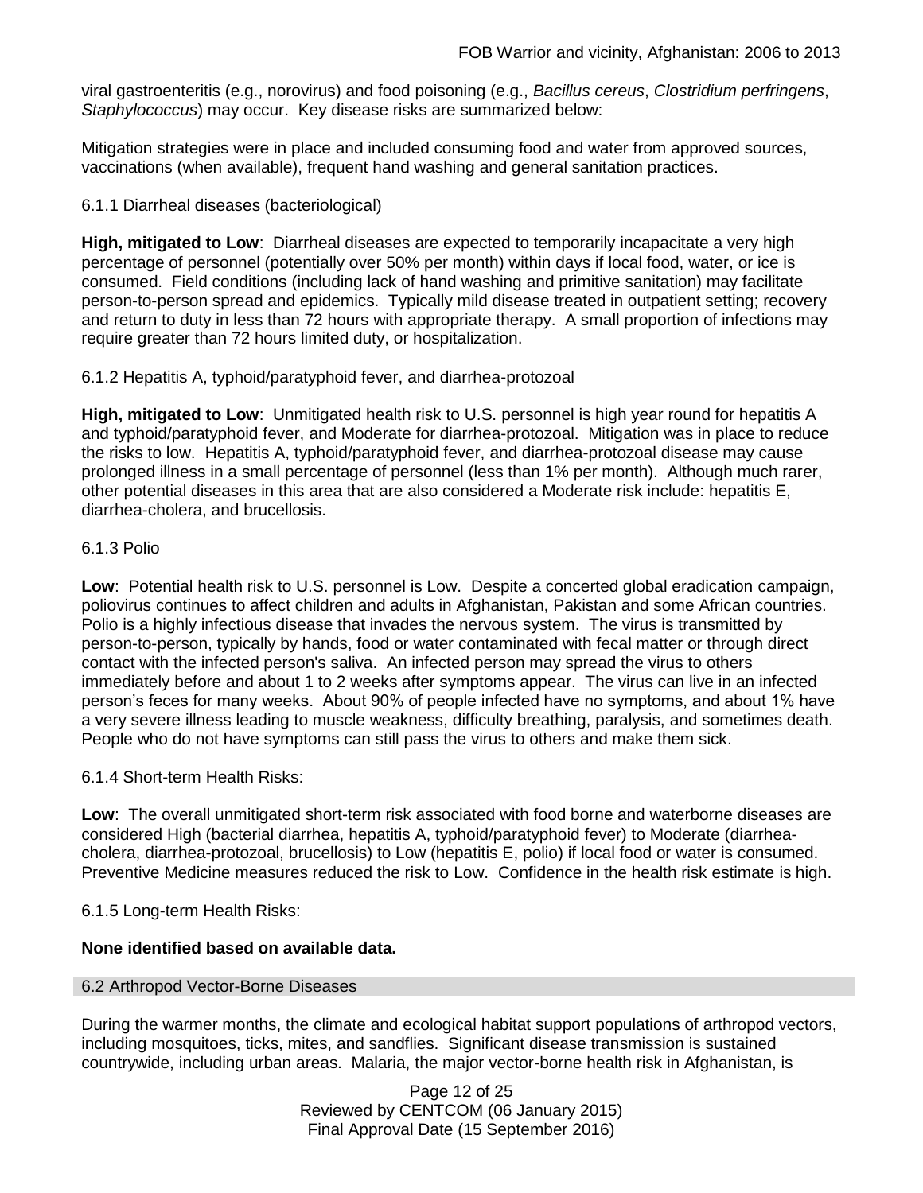viral gastroenteritis (e.g., norovirus) and food poisoning (e.g., *Bacillus cereus*, *Clostridium perfringens*, *Staphylococcus*) may occur. Key disease risks are summarized below:

Mitigation strategies were in place and included consuming food and water from approved sources, vaccinations (when available), frequent hand washing and general sanitation practices.

6.1.1 Diarrheal diseases (bacteriological)

**High, mitigated to Low**: Diarrheal diseases are expected to temporarily incapacitate a very high percentage of personnel (potentially over 50% per month) within days if local food, water, or ice is consumed. Field conditions (including lack of hand washing and primitive sanitation) may facilitate person-to-person spread and epidemics. Typically mild disease treated in outpatient setting; recovery and return to duty in less than 72 hours with appropriate therapy. A small proportion of infections may require greater than 72 hours limited duty, or hospitalization.

6.1.2 Hepatitis A, typhoid/paratyphoid fever, and diarrhea-protozoal

**High, mitigated to Low**: Unmitigated health risk to U.S. personnel is high year round for hepatitis A and typhoid/paratyphoid fever, and Moderate for diarrhea-protozoal. Mitigation was in place to reduce the risks to low. Hepatitis A, typhoid/paratyphoid fever, and diarrhea-protozoal disease may cause prolonged illness in a small percentage of personnel (less than 1% per month). Although much rarer, other potential diseases in this area that are also considered a Moderate risk include: hepatitis E, diarrhea-cholera, and brucellosis.

6.1.3 Polio

**Low**: Potential health risk to U.S. personnel is Low. Despite a concerted global eradication campaign, poliovirus continues to affect children and adults in Afghanistan, Pakistan and some African countries. Polio is a highly infectious disease that invades the nervous system. The virus is transmitted by person-to-person, typically by hands, food or water contaminated with fecal matter or through direct contact with the infected person's saliva. An infected person may spread the virus to others immediately before and about 1 to 2 weeks after symptoms appear. The virus can live in an infected person's feces for many weeks. About 90% of people infected have no symptoms, and about 1% have a very severe illness leading to muscle weakness, difficulty breathing, paralysis, and sometimes death. People who do not have symptoms can still pass the virus to others and make them sick.

6.1.4 Short-term Health Risks:

**Low**: The overall unmitigated short-term risk associated with food borne and waterborne diseases are considered High (bacterial diarrhea, hepatitis A, typhoid/paratyphoid fever) to Moderate (diarrhea-cholera, diarrhea-protozoal, brucellosis) to Low (hepatitis E, polio) if local food or water is consumed. Preventive Medicine measures reduced the risk to Low. Confidence in the health risk estimate is high.

6.1.5 Long-term Health Risks:

**None identified based on available data.**

## 6.2 Arthropod Vector-Borne Diseases

During the warmer months, the climate and ecological habitat support populations of arthropod vectors, including mosquitoes, ticks, mites, and sandflies. Significant disease transmission is sustained countrywide, including urban areas. Malaria, the major vector-borne health risk in Afghanistan, is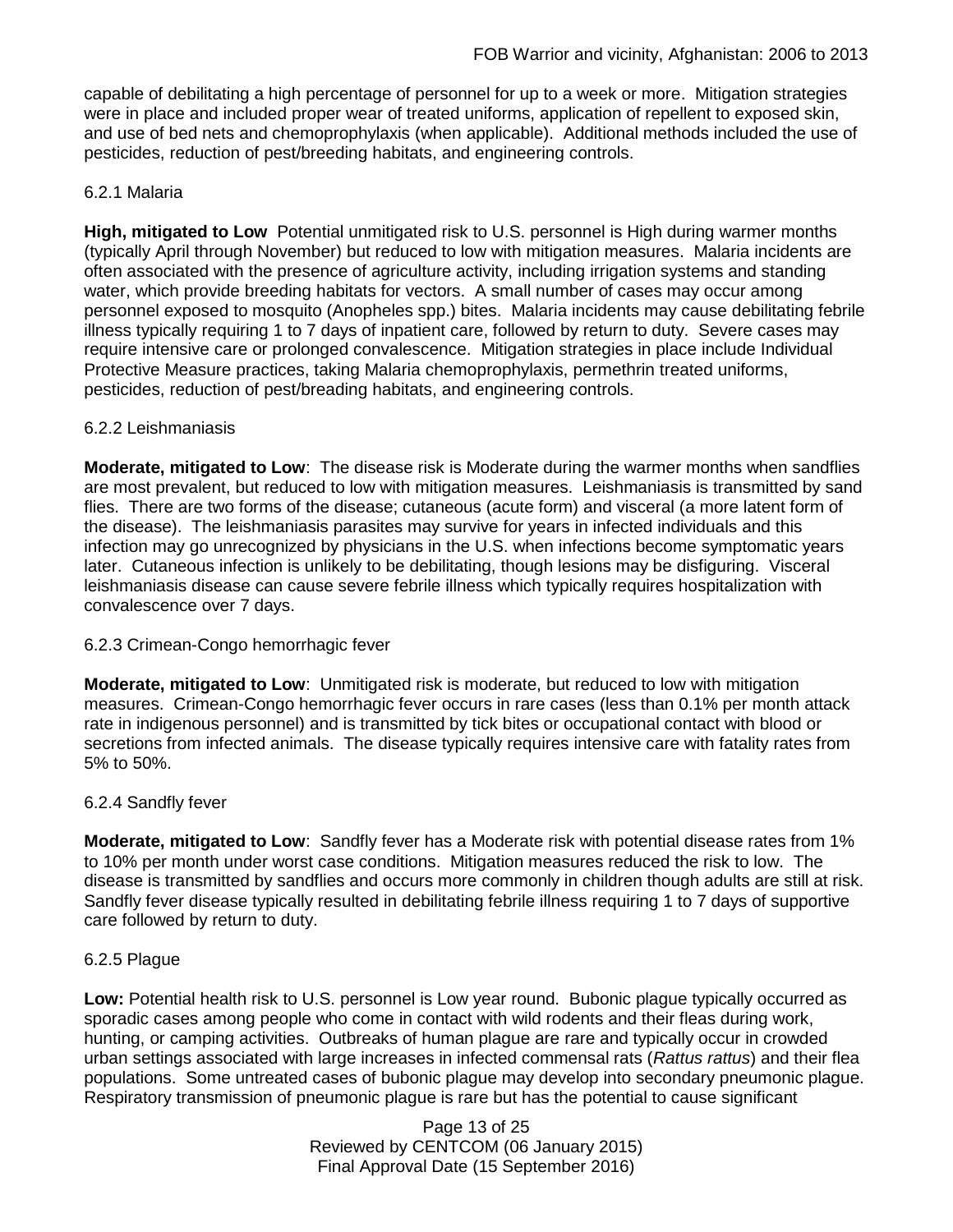capable of debilitating a high percentage of personnel for up to a week or more. Mitigation strategies were in place and included proper wear of treated uniforms, application of repellent to exposed skin, and use of bed nets and chemoprophylaxis (when applicable). Additional methods included the use of pesticides, reduction of pest/breeding habitats, and engineering controls.

### 6.2.1 Malaria

**High, mitigated to Low** Potential unmitigated risk to U.S. personnel is High during warmer months (typically April through November) but reduced to low with mitigation measures. Malaria incidents are often associated with the presence of agriculture activity, including irrigation systems and standing water, which provide breeding habitats for vectors. A small number of cases may occur among personnel exposed to mosquito (Anopheles spp.) bites. Malaria incidents may cause debilitating febrile illness typically requiring 1 to 7 days of inpatient care, followed by return to duty. Severe cases may require intensive care or prolonged convalescence. Mitigation strategies in place include Individual Protective Measure practices, taking Malaria chemoprophylaxis, permethrin treated uniforms, pesticides, reduction of pest/breading habitats, and engineering controls.

### 6.2.2 Leishmaniasis

**Moderate, mitigated to Low**: The disease risk is Moderate during the warmer months when sandflies are most prevalent, but reduced to low with mitigation measures. Leishmaniasis is transmitted by sand flies. There are two forms of the disease; cutaneous (acute form) and visceral (a more latent form of the disease). The leishmaniasis parasites may survive for years in infected individuals and this infection may go unrecognized by physicians in the U.S. when infections become symptomatic years later. Cutaneous infection is unlikely to be debilitating, though lesions may be disfiguring. Visceral leishmaniasis disease can cause severe febrile illness which typically requires hospitalization with convalescence over 7 days.

### 6.2.3 Crimean-Congo hemorrhagic fever

**Moderate, mitigated to Low**: Unmitigated risk is moderate, but reduced to low with mitigation measures. Crimean-Congo hemorrhagic fever occurs in rare cases (less than 0.1% per month attack rate in indigenous personnel) and is transmitted by tick bites or occupational contact with blood or secretions from infected animals. The disease typically requires intensive care with fatality rates from 5% to 50%.

### 6.2.4 Sandfly fever

**Moderate, mitigated to Low**: Sandfly fever has a Moderate risk with potential disease rates from 1% to 10% per month under worst case conditions. Mitigation measures reduced the risk to low. The disease is transmitted by sandflies and occurs more commonly in children though adults are still at risk. Sandfly fever disease typically resulted in debilitating febrile illness requiring 1 to 7 days of supportive care followed by return to duty.

### 6.2.5 Plague

**Low:** Potential health risk to U.S. personnel is Low year round. Bubonic plague typically occurred as sporadic cases among people who come in contact with wild rodents and their fleas during work, hunting, or camping activities. Outbreaks of human plague are rare and typically occur in crowded urban settings associated with large increases in infected commensal rats (*Rattus rattus*) and their flea populations. Some untreated cases of bubonic plague may develop into secondary pneumonic plague. Respiratory transmission of pneumonic plague is rare but has the potential to cause significant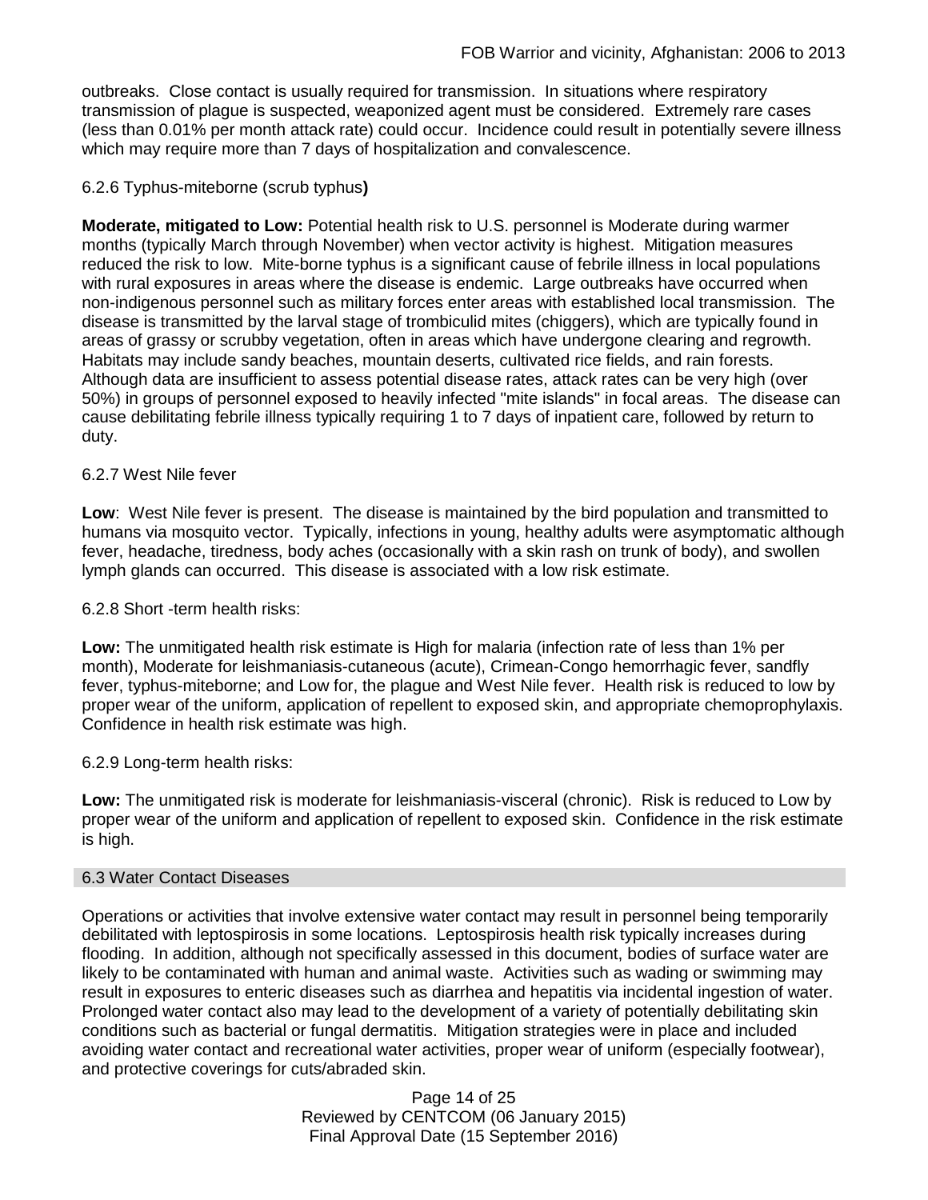outbreaks. Close contact is usually required for transmission. In situations where respiratory transmission of plague is suspected, weaponized agent must be considered. Extremely rare cases (less than 0.01% per month attack rate) could occur. Incidence could result in potentially severe illness which may require more than 7 days of hospitalization and convalescence.

#### 6.2.6 Typhus-miteborne (scrub typhus**)**

**Moderate, mitigated to Low:** Potential health risk to U.S. personnel is Moderate during warmer months (typically March through November) when vector activity is highest. Mitigation measures reduced the risk to low. Mite-borne typhus is a significant cause of febrile illness in local populations with rural exposures in areas where the disease is endemic. Large outbreaks have occurred when non-indigenous personnel such as military forces enter areas with established local transmission. The disease is transmitted by the larval stage of trombiculid mites (chiggers), which are typically found in areas of grassy or scrubby vegetation, often in areas which have undergone clearing and regrowth. Habitats may include sandy beaches, mountain deserts, cultivated rice fields, and rain forests. Although data are insufficient to assess potential disease rates, attack rates can be very high (over 50%) in groups of personnel exposed to heavily infected "mite islands" in focal areas. The disease can cause debilitating febrile illness typically requiring 1 to 7 days of inpatient care, followed by return to duty.

#### 6.2.7 West Nile fever

**Low**: West Nile fever is present. The disease is maintained by the bird population and transmitted to humans via mosquito vector. Typically, infections in young, healthy adults were asymptomatic although fever, headache, tiredness, body aches (occasionally with a skin rash on trunk of body), and swollen lymph glands can occurred. This disease is associated with a low risk estimate.

#### 6.2.8 Short -term health risks:

**Low:** The unmitigated health risk estimate is High for malaria (infection rate of less than 1% per month), Moderate for leishmaniasis-cutaneous (acute), Crimean-Congo hemorrhagic fever, sandfly fever, typhus-miteborne; and Low for, the plague and West Nile fever. Health risk is reduced to low by proper wear of the uniform, application of repellent to exposed skin, and appropriate chemoprophylaxis. Confidence in health risk estimate was high.

#### 6.2.9 Long-term health risks:

**Low:** The unmitigated risk is moderate for leishmaniasis-visceral (chronic). Risk is reduced to Low by proper wear of the uniform and application of repellent to exposed skin. Confidence in the risk estimate is high.

### 6.3 Water Contact Diseases

Operations or activities that involve extensive water contact may result in personnel being temporarily debilitated with leptospirosis in some locations. Leptospirosis health risk typically increases during flooding. In addition, although not specifically assessed in this document, bodies of surface water are likely to be contaminated with human and animal waste. Activities such as wading or swimming may result in exposures to enteric diseases such as diarrhea and hepatitis via incidental ingestion of water. Prolonged water contact also may lead to the development of a variety of potentially debilitating skin conditions such as bacterial or fungal dermatitis. Mitigation strategies were in place and included avoiding water contact and recreational water activities, proper wear of uniform (especially footwear), and protective coverings for cuts/abraded skin.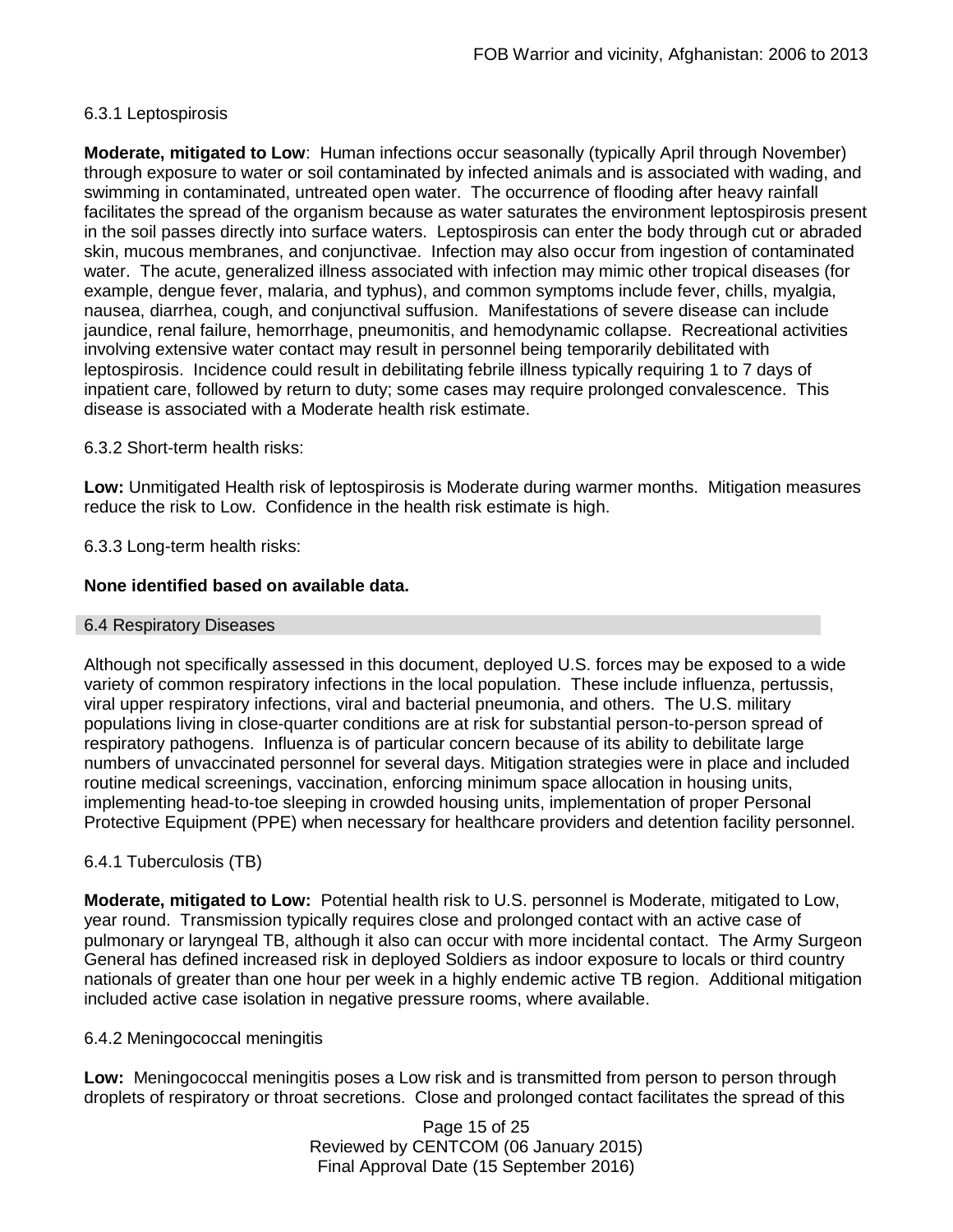#### 6.3.1 Leptospirosis

**Moderate, mitigated to Low**: Human infections occur seasonally (typically April through November) through exposure to water or soil contaminated by infected animals and is associated with wading, and swimming in contaminated, untreated open water. The occurrence of flooding after heavy rainfall facilitates the spread of the organism because as water saturates the environment leptospirosis present in the soil passes directly into surface waters. Leptospirosis can enter the body through cut or abraded skin, mucous membranes, and conjunctivae. Infection may also occur from ingestion of contaminated water. The acute, generalized illness associated with infection may mimic other tropical diseases (for example, dengue fever, malaria, and typhus), and common symptoms include fever, chills, myalgia, nausea, diarrhea, cough, and conjunctival suffusion. Manifestations of severe disease can include jaundice, renal failure, hemorrhage, pneumonitis, and hemodynamic collapse. Recreational activities involving extensive water contact may result in personnel being temporarily debilitated with leptospirosis. Incidence could result in debilitating febrile illness typically requiring 1 to 7 days of inpatient care, followed by return to duty; some cases may require prolonged convalescence. This disease is associated with a Moderate health risk estimate.

#### 6.3.2 Short-term health risks:

**Low:** Unmitigated Health risk of leptospirosis is Moderate during warmer months. Mitigation measures reduce the risk to Low. Confidence in the health risk estimate is high.

#### 6.3.3 Long-term health risks:

**None identified based on available data.**

### 6.4 Respiratory Diseases

Although not specifically assessed in this document, deployed U.S. forces may be exposed to a wide variety of common respiratory infections in the local population. These include influenza, pertussis, viral upper respiratory infections, viral and bacterial pneumonia, and others. The U.S. military populations living in close-quarter conditions are at risk for substantial person-to-person spread of respiratory pathogens. Influenza is of particular concern because of its ability to debilitate large numbers of unvaccinated personnel for several days. Mitigation strategies were in place and included routine medical screenings, vaccination, enforcing minimum space allocation in housing units, implementing head-to-toe sleeping in crowded housing units, implementation of proper Personal Protective Equipment (PPE) when necessary for healthcare providers and detention facility personnel.

#### 6.4.1 Tuberculosis (TB)

**Moderate, mitigated to Low:** Potential health risk to U.S. personnel is Moderate, mitigated to Low, year round. Transmission typically requires close and prolonged contact with an active case of pulmonary or laryngeal TB, although it also can occur with more incidental contact. The Army Surgeon General has defined increased risk in deployed Soldiers as indoor exposure to locals or third country nationals of greater than one hour per week in a highly endemic active TB region. Additional mitigation included active case isolation in negative pressure rooms, where available.

#### 6.4.2 Meningococcal meningitis

**Low:** Meningococcal meningitis poses a Low risk and is transmitted from person to person through droplets of respiratory or throat secretions. Close and prolonged contact facilitates the spread of this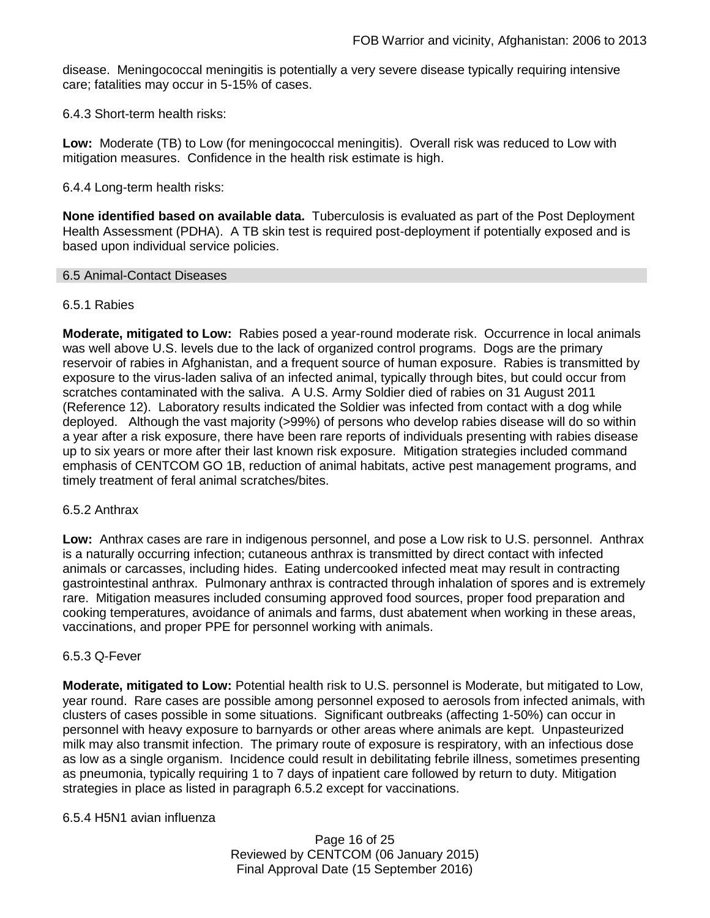disease. Meningococcal meningitis is potentially a very severe disease typically requiring intensive care; fatalities may occur in 5-15% of cases.

6.4.3 Short-term health risks:

**Low:** Moderate (TB) to Low (for meningococcal meningitis). Overall risk was reduced to Low with mitigation measures. Confidence in the health risk estimate is high.

6.4.4 Long-term health risks:

**None identified based on available data.** Tuberculosis is evaluated as part of the Post Deployment Health Assessment (PDHA). A TB skin test is required post-deployment if potentially exposed and is based upon individual service policies.

## 6.5 Animal-Contact Diseases

6.5.1 Rabies

**Moderate, mitigated to Low:** Rabies posed a year-round moderate risk. Occurrence in local animals was well above U.S. levels due to the lack of organized control programs. Dogs are the primary reservoir of rabies in Afghanistan, and a frequent source of human exposure. Rabies is transmitted by exposure to the virus-laden saliva of an infected animal, typically through bites, but could occur from scratches contaminated with the saliva. A U.S. Army Soldier died of rabies on 31 August 2011 (Reference 12). Laboratory results indicated the Soldier was infected from contact with a dog while deployed. Although the vast majority (>99%) of persons who develop rabies disease will do so within a year after a risk exposure, there have been rare reports of individuals presenting with rabies disease up to six years or more after their last known risk exposure. Mitigation strategies included command emphasis of CENTCOM GO 1B, reduction of animal habitats, active pest management programs, and timely treatment of feral animal scratches/bites.

6.5.2 Anthrax

**Low:** Anthrax cases are rare in indigenous personnel, and pose a Low risk to U.S. personnel. Anthrax is a naturally occurring infection; cutaneous anthrax is transmitted by direct contact with infected animals or carcasses, including hides. Eating undercooked infected meat may result in contracting gastrointestinal anthrax. Pulmonary anthrax is contracted through inhalation of spores and is extremely rare. Mitigation measures included consuming approved food sources, proper food preparation and cooking temperatures, avoidance of animals and farms, dust abatement when working in these areas, vaccinations, and proper PPE for personnel working with animals.

6.5.3 Q-Fever

**Moderate, mitigated to Low:** Potential health risk to U.S. personnel is Moderate, but mitigated to Low, year round. Rare cases are possible among personnel exposed to aerosols from infected animals, with clusters of cases possible in some situations. Significant outbreaks (affecting 1-50%) can occur in personnel with heavy exposure to barnyards or other areas where animals are kept. Unpasteurized milk may also transmit infection. The primary route of exposure is respiratory, with an infectious dose as low as a single organism. Incidence could result in debilitating febrile illness, sometimes presenting as pneumonia, typically requiring 1 to 7 days of inpatient care followed by return to duty. Mitigation strategies in place as listed in paragraph 6.5.2 except for vaccinations.

6.5.4 H5N1 avian influenza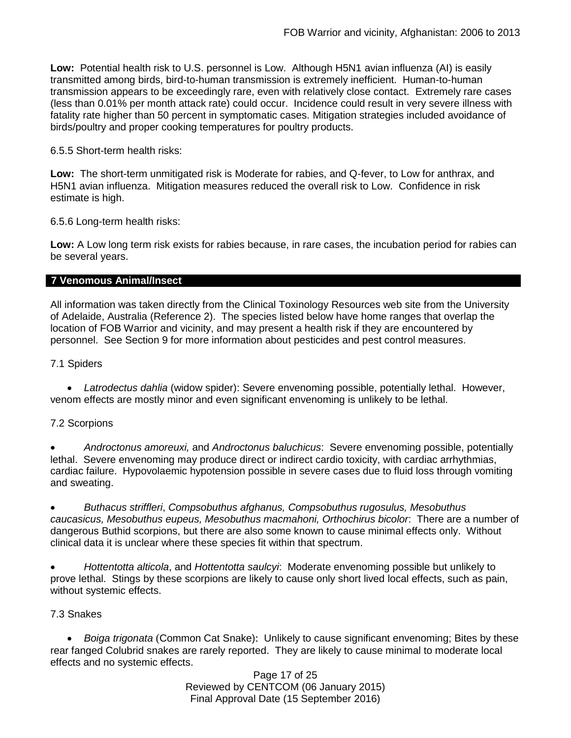**Low:** Potential health risk to U.S. personnel is Low. Although H5N1 avian influenza (AI) is easily transmitted among birds, bird-to-human transmission is extremely inefficient. Human-to-human transmission appears to be exceedingly rare, even with relatively close contact. Extremely rare cases (less than 0.01% per month attack rate) could occur. Incidence could result in very severe illness with fatality rate higher than 50 percent in symptomatic cases. Mitigation strategies included avoidance of birds/poultry and proper cooking temperatures for poultry products.

6.5.5 Short-term health risks:

**Low:** The short-term unmitigated risk is Moderate for rabies, and Q-fever, to Low for anthrax, and H5N1 avian influenza. Mitigation measures reduced the overall risk to Low. Confidence in risk estimate is high.

6.5.6 Long-term health risks:

**Low:** A Low long term risk exists for rabies because, in rare cases, the incubation period for rabies can be several years.

## 7 Venomous Animal/Insect

All information was taken directly from the Clinical Toxinology Resources web site from the University of Adelaide, Australia (Reference 2). The species listed below have home ranges that overlap the location of FOB Warrior and vicinity, and may present a health risk if they are encountered by personnel. See Section 9 for more information about pesticides and pest control measures.

7.1 Spiders

- *Latrodectus dahlia* (widow spider): Severe envenoming possible, potentially lethal. However, venom effects are mostly minor and even significant envenoming is unlikely to be lethal.

7.2 Scorpions

- *Androctonus amoreuxi,* and *Androctonus baluchicus*: Severe envenoming possible, potentially lethal. Severe envenoming may produce direct or indirect cardio toxicity, with cardiac arrhythmias, cardiac failure. Hypovolaemic hypotension possible in severe cases due to fluid loss through vomiting and sweating.

- *Buthacus striffleri*, *Compsobuthus afghanus, Compsobuthus rugosulus, Mesobuthus caucasicus, Mesobuthus eupeus, Mesobuthus macmahoni, Orthochirus bicolor*: There are a number of dangerous Buthid scorpions, but there are also some known to cause minimal effects only. Without clinical data it is unclear where these species fit within that spectrum.

- *Hottentotta alticola*, and *Hottentotta saulcyi*: Moderate envenoming possible but unlikely to prove lethal. Stings by these scorpions are likely to cause only short lived local effects, such as pain, without systemic effects.

7.3 Snakes

- *Boiga trigonata* (Common Cat Snake)**:** Unlikely to cause significant envenoming; Bites by these rear fanged Colubrid snakes are rarely reported. They are likely to cause minimal to moderate local effects and no systemic effects.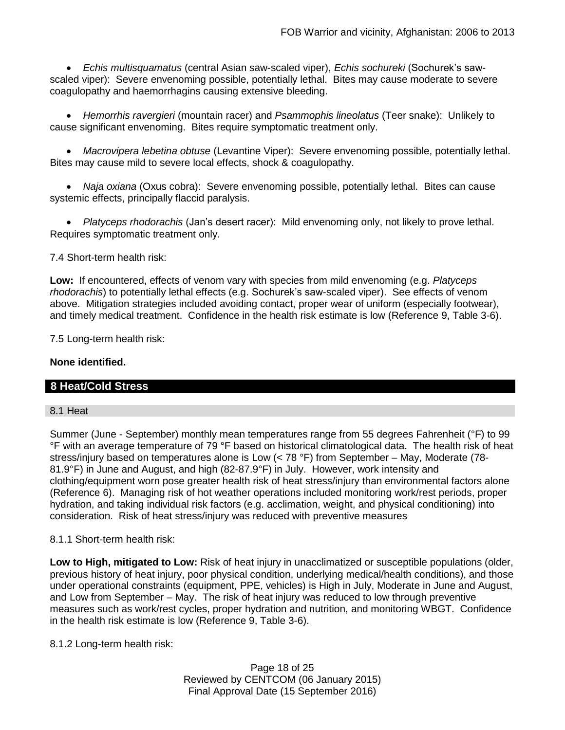- *Echis multisquamatus* (central Asian saw-scaled viper), *Echis sochureki* (Sochurek's saw-scaled viper): Severe envenoming possible, potentially lethal. Bites may cause moderate to severe coagulopathy and haemorrhagins causing extensive bleeding.

- *Hemorrhis ravergieri* (mountain racer) and *Psammophis lineolatus* (Teer snake): Unlikely to cause significant envenoming. Bites require symptomatic treatment only.

- *Macrovipera lebetina obtuse* (Levantine Viper): Severe envenoming possible, potentially lethal. Bites may cause mild to severe local effects, shock & coagulopathy.

- *Naja oxiana* (Oxus cobra): Severe envenoming possible, potentially lethal. Bites can cause systemic effects, principally flaccid paralysis.

- *Platyceps rhodorachis* (Jan's desert racer): Mild envenoming only, not likely to prove lethal. Requires symptomatic treatment only.

7.4 Short-term health risk:

**Low:** If encountered, effects of venom vary with species from mild envenoming (e.g. *Platyceps rhodorachis*) to potentially lethal effects (e.g. Sochurek's saw-scaled viper). See effects of venom above. Mitigation strategies included avoiding contact, proper wear of uniform (especially footwear), and timely medical treatment. Confidence in the health risk estimate is low (Reference 9, Table 3-6).

7.5 Long-term health risk:

**None identified.**

## 8 Heat/Cold Stress

### 8.1 Heat

Summer (June - September) monthly mean temperatures range from 55 degrees Fahrenheit (°F) to 99 °F with an average temperature of 79 °F based on historical climatological data. The health risk of heat stress/injury based on temperatures alone is Low (< 78 °F) from September – May, Moderate (78-81.9°F) in June and August, and high (82-87.9°F) in July. However, work intensity and clothing/equipment worn pose greater health risk of heat stress/injury than environmental factors alone (Reference 6). Managing risk of hot weather operations included monitoring work/rest periods, proper hydration, and taking individual risk factors (e.g. acclimation, weight, and physical conditioning) into consideration. Risk of heat stress/injury was reduced with preventive measures

8.1.1 Short-term health risk:

**Low to High, mitigated to Low:** Risk of heat injury in unacclimatized or susceptible populations (older, previous history of heat injury, poor physical condition, underlying medical/health conditions), and those under operational constraints (equipment, PPE, vehicles) is High in July, Moderate in June and August, and Low from September – May. The risk of heat injury was reduced to low through preventive measures such as work/rest cycles, proper hydration and nutrition, and monitoring WBGT. Confidence in the health risk estimate is low (Reference 9, Table 3-6).

8.1.2 Long-term health risk: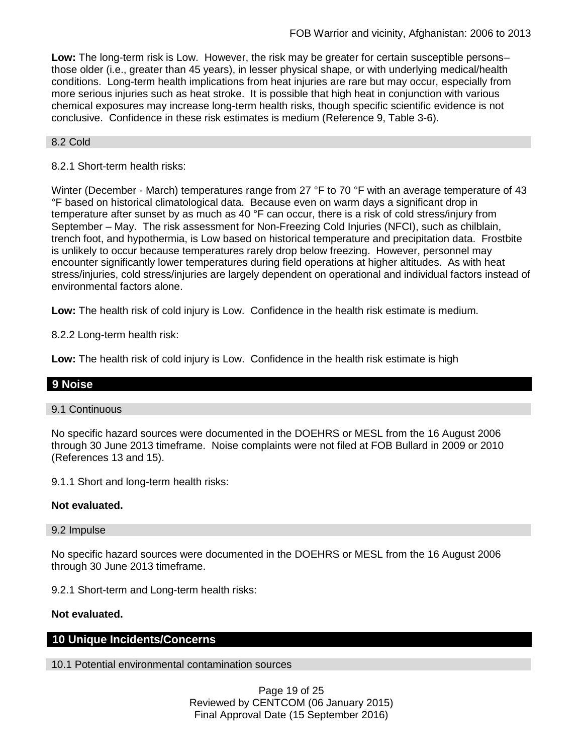**Low:** The long-term risk is Low. However, the risk may be greater for certain susceptible persons– those older (i.e., greater than 45 years), in lesser physical shape, or with underlying medical/health conditions. Long-term health implications from heat injuries are rare but may occur, especially from more serious injuries such as heat stroke. It is possible that high heat in conjunction with various chemical exposures may increase long-term health risks, though specific scientific evidence is not conclusive. Confidence in these risk estimates is medium (Reference 9, Table 3-6).

### 8.2 Cold

8.2.1 Short-term health risks:

Winter (December - March) temperatures range from 27 °F to 70 °F with an average temperature of 43 °F based on historical climatological data. Because even on warm days a significant drop in temperature after sunset by as much as 40 °F can occur, there is a risk of cold stress/injury from September – May. The risk assessment for Non-Freezing Cold Injuries (NFCI), such as chilblain, trench foot, and hypothermia, is Low based on historical temperature and precipitation data. Frostbite is unlikely to occur because temperatures rarely drop below freezing. However, personnel may encounter significantly lower temperatures during field operations at higher altitudes. As with heat stress/injuries, cold stress/injuries are largely dependent on operational and individual factors instead of environmental factors alone.

**Low:** The health risk of cold injury is Low. Confidence in the health risk estimate is medium.

8.2.2 Long-term health risk:

**Low:** The health risk of cold injury is Low. Confidence in the health risk estimate is high

## 9 Noise

### 9.1 Continuous

No specific hazard sources were documented in the DOEHRS or MESL from the 16 August 2006 through 30 June 2013 timeframe. Noise complaints were not filed at FOB Bullard in 2009 or 2010 (References 13 and 15).

9.1.1 Short and long-term health risks:

**Not evaluated.**

### 9.2 Impulse

No specific hazard sources were documented in the DOEHRS or MESL from the 16 August 2006 through 30 June 2013 timeframe.

9.2.1 Short-term and Long-term health risks:

**Not evaluated.**

## 10 Unique Incidents/Concerns

### 10.1 Potential environmental contamination sources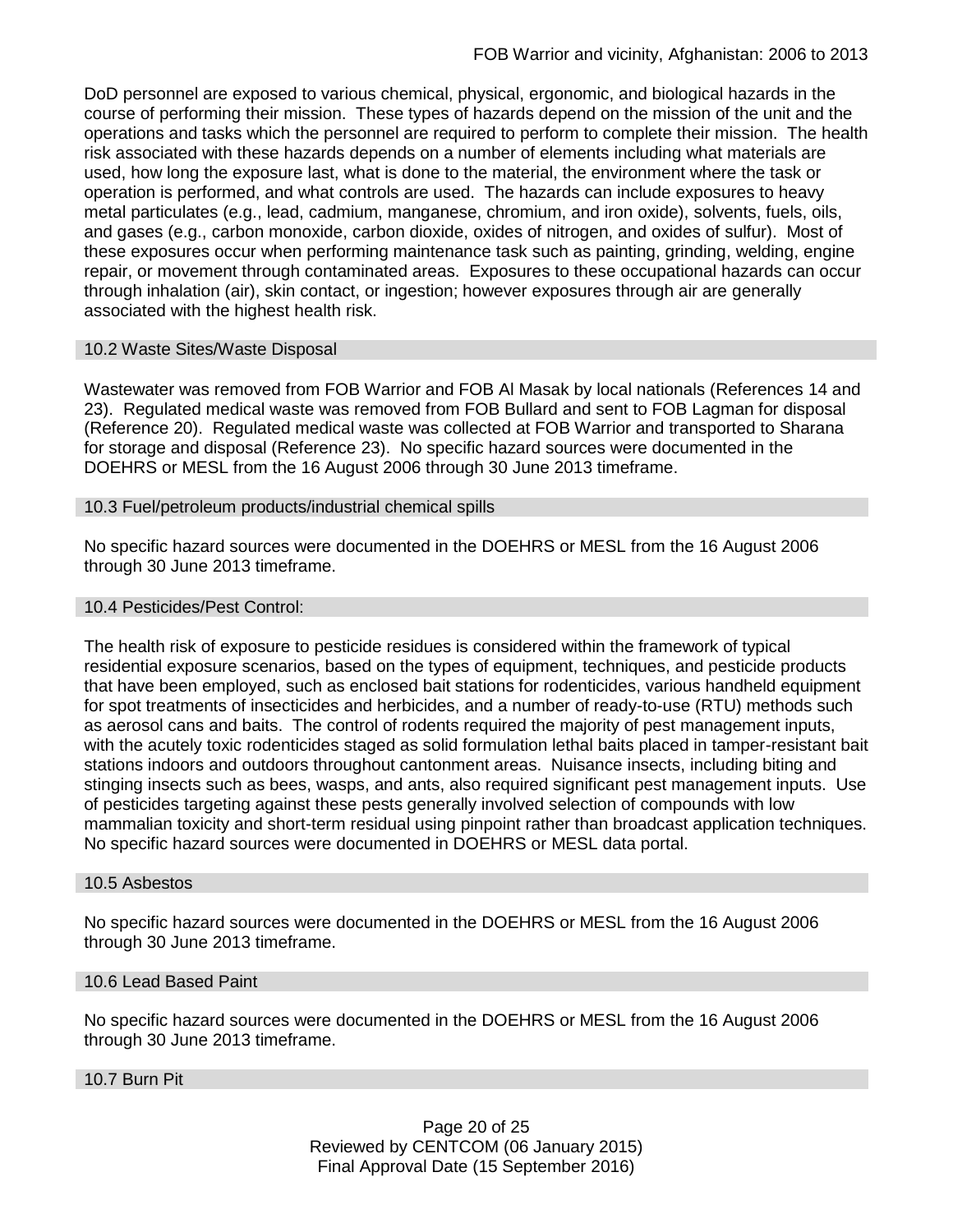DoD personnel are exposed to various chemical, physical, ergonomic, and biological hazards in the course of performing their mission. These types of hazards depend on the mission of the unit and the operations and tasks which the personnel are required to perform to complete their mission. The health risk associated with these hazards depends on a number of elements including what materials are used, how long the exposure last, what is done to the material, the environment where the task or operation is performed, and what controls are used. The hazards can include exposures to heavy metal particulates (e.g., lead, cadmium, manganese, chromium, and iron oxide), solvents, fuels, oils, and gases (e.g., carbon monoxide, carbon dioxide, oxides of nitrogen, and oxides of sulfur). Most of these exposures occur when performing maintenance task such as painting, grinding, welding, engine repair, or movement through contaminated areas. Exposures to these occupational hazards can occur through inhalation (air), skin contact, or ingestion; however exposures through air are generally associated with the highest health risk.

### 10.2 Waste Sites/Waste Disposal

Wastewater was removed from FOB Warrior and FOB Al Masak by local nationals (References 14 and 23). Regulated medical waste was removed from FOB Bullard and sent to FOB Lagman for disposal (Reference 20). Regulated medical waste was collected at FOB Warrior and transported to Sharana for storage and disposal (Reference 23). No specific hazard sources were documented in the DOEHRS or MESL from the 16 August 2006 through 30 June 2013 timeframe.

### 10.3 Fuel/petroleum products/industrial chemical spills

No specific hazard sources were documented in the DOEHRS or MESL from the 16 August 2006 through 30 June 2013 timeframe.

### 10.4 Pesticides/Pest Control:

The health risk of exposure to pesticide residues is considered within the framework of typical residential exposure scenarios, based on the types of equipment, techniques, and pesticide products that have been employed, such as enclosed bait stations for rodenticides, various handheld equipment for spot treatments of insecticides and herbicides, and a number of ready-to-use (RTU) methods such as aerosol cans and baits. The control of rodents required the majority of pest management inputs, with the acutely toxic rodenticides staged as solid formulation lethal baits placed in tamper-resistant bait stations indoors and outdoors throughout cantonment areas. Nuisance insects, including biting and stinging insects such as bees, wasps, and ants, also required significant pest management inputs. Use of pesticides targeting against these pests generally involved selection of compounds with low mammalian toxicity and short-term residual using pinpoint rather than broadcast application techniques. No specific hazard sources were documented in DOEHRS or MESL data portal.

### 10.5 Asbestos

No specific hazard sources were documented in the DOEHRS or MESL from the 16 August 2006 through 30 June 2013 timeframe.

### 10.6 Lead Based Paint

No specific hazard sources were documented in the DOEHRS or MESL from the 16 August 2006 through 30 June 2013 timeframe.

### 10.7 Burn Pit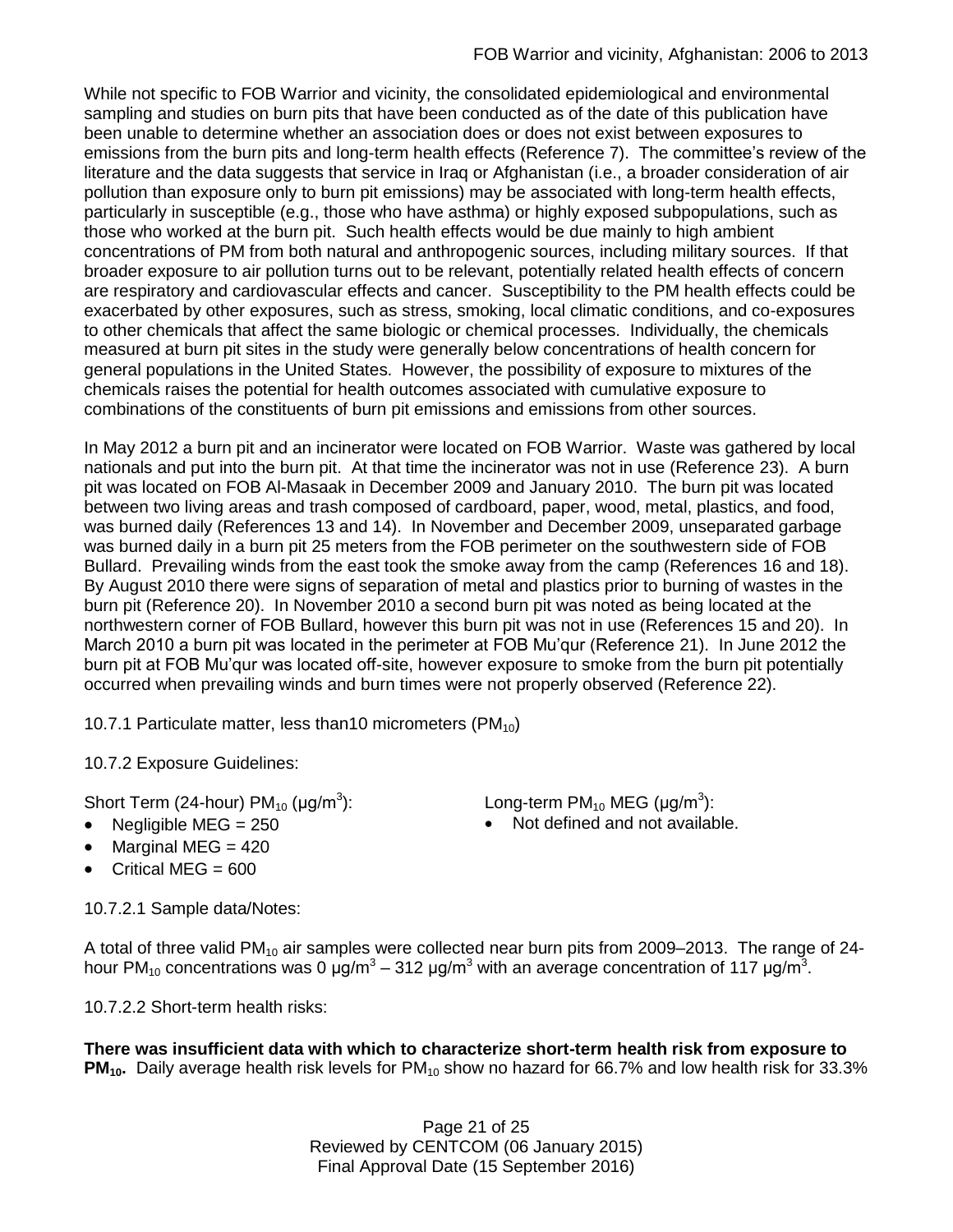While not specific to FOB Warrior and vicinity, the consolidated epidemiological and environmental sampling and studies on burn pits that have been conducted as of the date of this publication have been unable to determine whether an association does or does not exist between exposures to emissions from the burn pits and long-term health effects (Reference 7). The committee's review of the literature and the data suggests that service in Iraq or Afghanistan (i.e., a broader consideration of air pollution than exposure only to burn pit emissions) may be associated with long-term health effects, particularly in susceptible (e.g., those who have asthma) or highly exposed subpopulations, such as those who worked at the burn pit. Such health effects would be due mainly to high ambient concentrations of PM from both natural and anthropogenic sources, including military sources. If that broader exposure to air pollution turns out to be relevant, potentially related health effects of concern are respiratory and cardiovascular effects and cancer. Susceptibility to the PM health effects could be exacerbated by other exposures, such as stress, smoking, local climatic conditions, and co-exposures to other chemicals that affect the same biologic or chemical processes. Individually, the chemicals measured at burn pit sites in the study were generally below concentrations of health concern for general populations in the United States. However, the possibility of exposure to mixtures of the chemicals raises the potential for health outcomes associated with cumulative exposure to combinations of the constituents of burn pit emissions and emissions from other sources.

In May 2012 a burn pit and an incinerator were located on FOB Warrior. Waste was gathered by local nationals and put into the burn pit. At that time the incinerator was not in use (Reference 23). A burn pit was located on FOB Al-Masaak in December 2009 and January 2010. The burn pit was located between two living areas and trash composed of cardboard, paper, wood, metal, plastics, and food, was burned daily (References 13 and 14). In November and December 2009, unseparated garbage was burned daily in a burn pit 25 meters from the FOB perimeter on the southwestern side of FOB Bullard. Prevailing winds from the east took the smoke away from the camp (References 16 and 18). By August 2010 there were signs of separation of metal and plastics prior to burning of wastes in the burn pit (Reference 20). In November 2010 a second burn pit was noted as being located at the northwestern corner of FOB Bullard, however this burn pit was not in use (References 15 and 20). In March 2010 a burn pit was located in the perimeter at FOB Mu'qur (Reference 21). In June 2012 the burn pit at FOB Mu'qur was located off-site, however exposure to smoke from the burn pit potentially occurred when prevailing winds and burn times were not properly observed (Reference 22).

10.7.1 Particulate matter, less than10 micrometers ($PM_{10}$)

10.7.2 Exposure Guidelines:

Short Term (24-hour) $PM_{10}$ (μg/m$^3$):

- Negligible MEG = 250
- Marginal MEG = 420
- Critical MEG = 600

Long-term $PM_{10}$ MEG (μg/m$^3$):

- Not defined and not available.

10.7.2.1 Sample data/Notes:

A total of three valid $PM_{10}$ air samples were collected near burn pits from 2009–2013. The range of 24-hour $PM_{10}$ concentrations was 0 μg/m$^3$ – 312 μg/m$^3$ with an average concentration of 117 μg/m$^3$.

10.7.2.2 Short-term health risks:

**There was insufficient data with which to characterize short-term health risk from exposure to $PM_{10}$.** Daily average health risk levels for $PM_{10}$ show no hazard for 66.7% and low health risk for 33.3%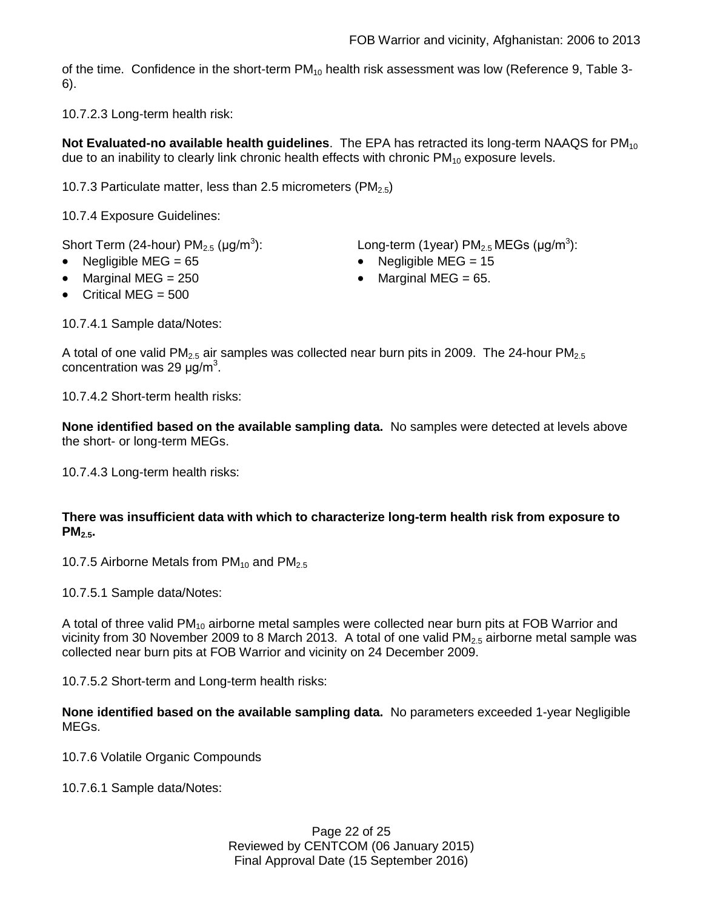of the time. Confidence in the short-term $PM_{10}$ health risk assessment was low (Reference 9, Table 3-6).

10.7.2.3 Long-term health risk:

**Not Evaluated-no available health guidelines**. The EPA has retracted its long-term NAAQS for $PM_{10}$ due to an inability to clearly link chronic health effects with chronic $PM_{10}$ exposure levels.

10.7.3 Particulate matter, less than 2.5 micrometers ($PM_{2.5}$)

10.7.4 Exposure Guidelines:

Short Term (24-hour) $PM_{2.5}$ (μg/m$^3$):

- Negligible MEG = 65
- Marginal MEG = 250
- Critical MEG = 500

Long-term (1year) $PM_{2.5}$ MEGs (μg/m$^3$):

- Negligible MEG = 15
- Marginal MEG = 65.

10.7.4.1 Sample data/Notes:

A total of one valid $PM_{2.5}$ air samples was collected near burn pits in 2009. The 24-hour $PM_{2.5}$ concentration was 29 μg/m$^3$.

10.7.4.2 Short-term health risks:

**None identified based on the available sampling data.** No samples were detected at levels above the short- or long-term MEGs.

10.7.4.3 Long-term health risks:

**There was insufficient data with which to characterize long-term health risk from exposure to $PM_{2.5}$.**

10.7.5 Airborne Metals from $PM_{10}$ and $PM_{2.5}$

10.7.5.1 Sample data/Notes:

A total of three valid $PM_{10}$ airborne metal samples were collected near burn pits at FOB Warrior and vicinity from 30 November 2009 to 8 March 2013. A total of one valid $PM_{2.5}$ airborne metal sample was collected near burn pits at FOB Warrior and vicinity on 24 December 2009.

10.7.5.2 Short-term and Long-term health risks:

**None identified based on the available sampling data.** No parameters exceeded 1-year Negligible MEGs.

10.7.6 Volatile Organic Compounds

10.7.6.1 Sample data/Notes: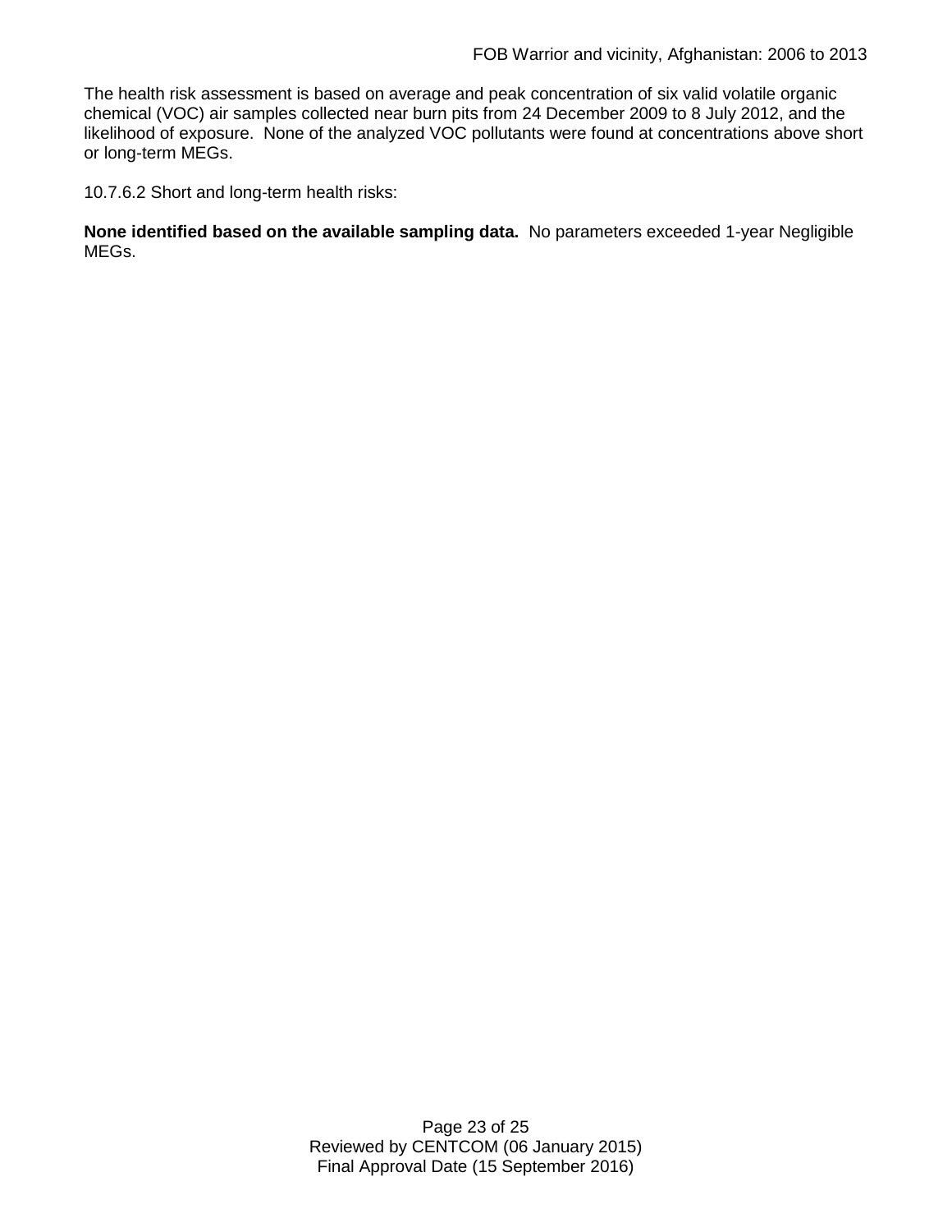The health risk assessment is based on average and peak concentration of six valid volatile organic chemical (VOC) air samples collected near burn pits from 24 December 2009 to 8 July 2012, and the likelihood of exposure. None of the analyzed VOC pollutants were found at concentrations above short or long-term MEGs.

10.7.6.2 Short and long-term health risks:

**None identified based on the available sampling data.** No parameters exceeded 1-year Negligible MEGs.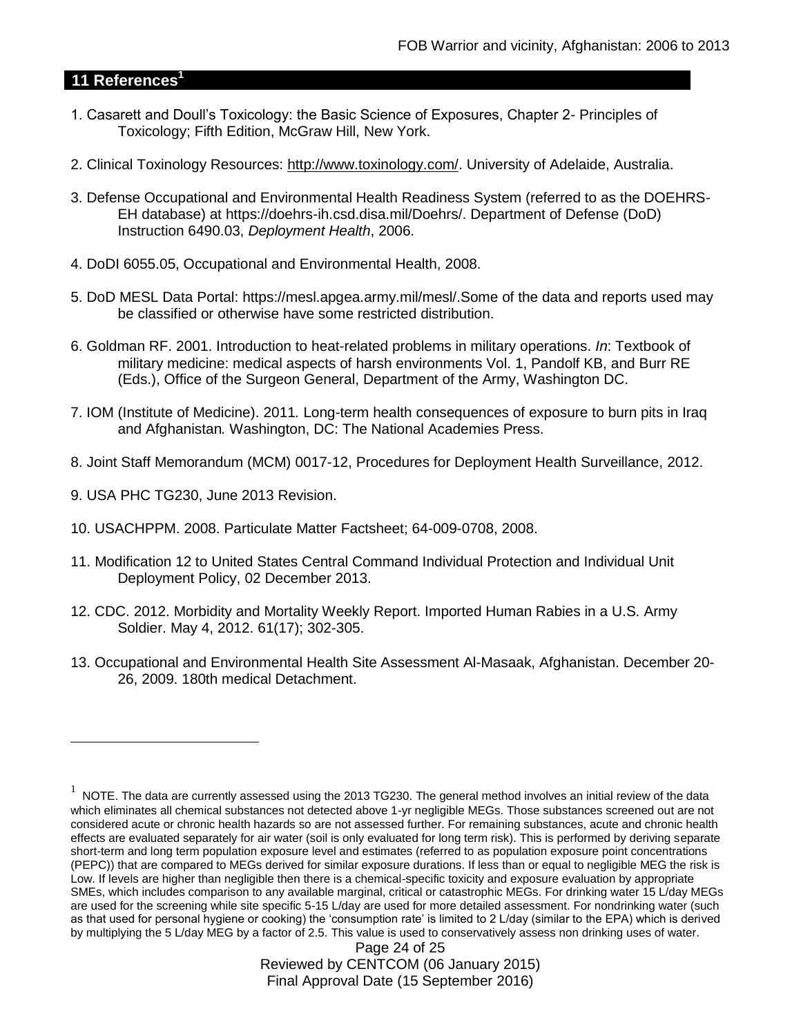## 11 References[1]

1. Casarett and Doull's Toxicology: the Basic Science of Exposures, Chapter 2- Principles of Toxicology; Fifth Edition, McGraw Hill, New York.

2. Clinical Toxinology Resources: http://www.toxinology.com/. University of Adelaide, Australia.

3. Defense Occupational and Environmental Health Readiness System (referred to as the DOEHRS-EH database) at https://doehrs-ih.csd.disa.mil/Doehrs/. Department of Defense (DoD) Instruction 6490.03, *Deployment Health*, 2006.

4. DoDI 6055.05, Occupational and Environmental Health, 2008.

5. DoD MESL Data Portal: https://mesl.apgea.army.mil/mesl/.Some of the data and reports used may be classified or otherwise have some restricted distribution.

6. Goldman RF. 2001. Introduction to heat-related problems in military operations. *In*: Textbook of military medicine: medical aspects of harsh environments Vol. 1, Pandolf KB, and Burr RE (Eds.), Office of the Surgeon General, Department of the Army, Washington DC.

7. IOM (Institute of Medicine). 2011*.* Long-term health consequences of exposure to burn pits in Iraq and Afghanistan*.* Washington, DC: The National Academies Press.

8. Joint Staff Memorandum (MCM) 0017-12, Procedures for Deployment Health Surveillance, 2012.

9. USA PHC TG230, June 2013 Revision.

10. USACHPPM. 2008. Particulate Matter Factsheet; 64-009-0708, 2008.

11. Modification 12 to United States Central Command Individual Protection and Individual Unit Deployment Policy, 02 December 2013.

12. CDC. 2012. Morbidity and Mortality Weekly Report. Imported Human Rabies in a U.S. Army Soldier. May 4, 2012. 61(17); 302-305.

13. Occupational and Environmental Health Site Assessment Al-Masaak, Afghanistan. December 20-26, 2009. 180th medical Detachment.

---

[1] NOTE. The data are currently assessed using the 2013 TG230. The general method involves an initial review of the data which eliminates all chemical substances not detected above 1-yr negligible MEGs. Those substances screened out are not considered acute or chronic health hazards so are not assessed further. For remaining substances, acute and chronic health effects are evaluated separately for air water (soil is only evaluated for long term risk). This is performed by deriving separate short-term and long term population exposure level and estimates (referred to as population exposure point concentrations (PEPC)) that are compared to MEGs derived for similar exposure durations. If less than or equal to negligible MEG the risk is Low. If levels are higher than negligible then there is a chemical-specific toxicity and exposure evaluation by appropriate SMEs, which includes comparison to any available marginal, critical or catastrophic MEGs. For drinking water 15 L/day MEGs are used for the screening while site specific 5-15 L/day are used for more detailed assessment. For nondrinking water (such as that used for personal hygiene or cooking) the 'consumption rate' is limited to 2 L/day (similar to the EPA) which is derived by multiplying the 5 L/day MEG by a factor of 2.5. This value is used to conservatively assess non drinking uses of water.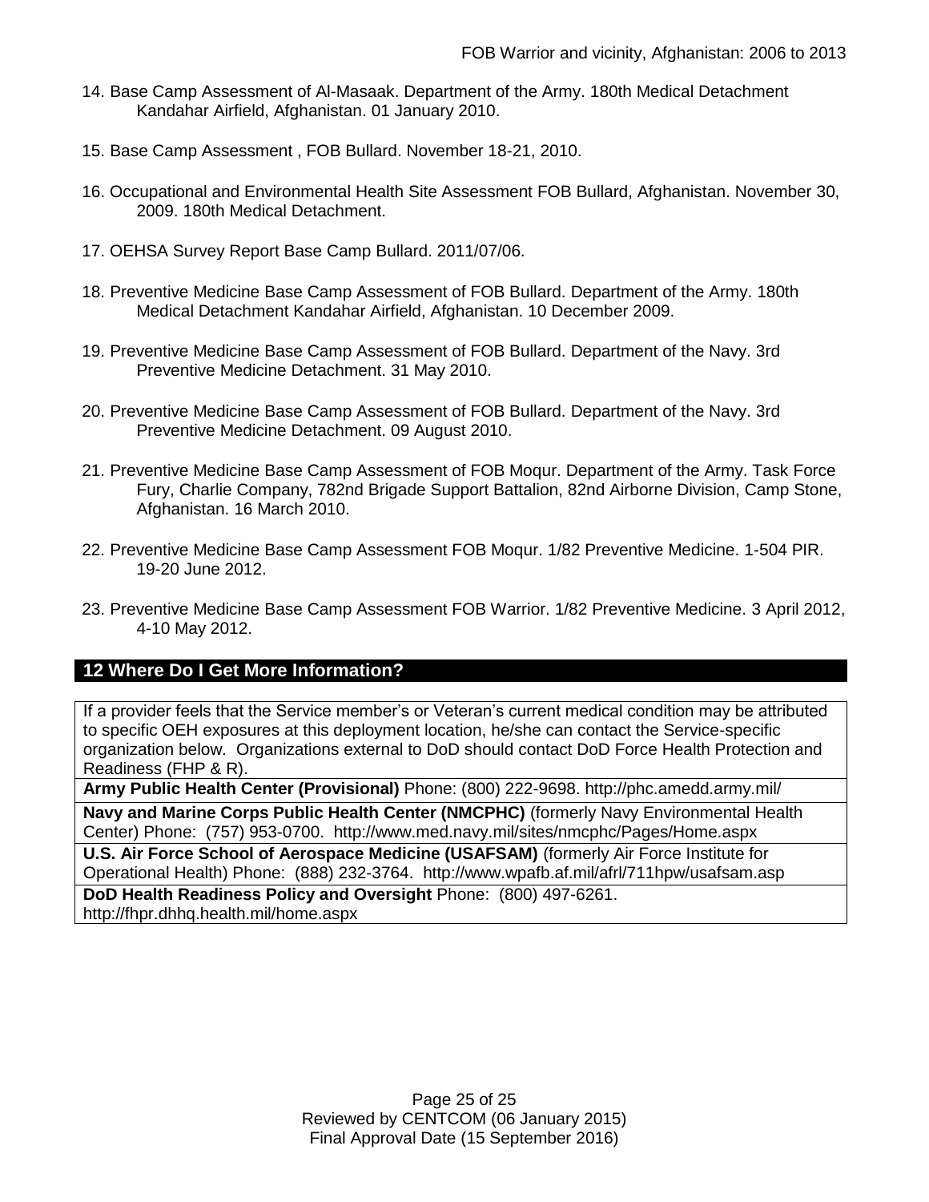14. Base Camp Assessment of Al-Masaak. Department of the Army. 180th Medical Detachment Kandahar Airfield, Afghanistan. 01 January 2010.

15. Base Camp Assessment , FOB Bullard. November 18-21, 2010.

16. Occupational and Environmental Health Site Assessment FOB Bullard, Afghanistan. November 30, 2009. 180th Medical Detachment.

17. OEHSA Survey Report Base Camp Bullard. 2011/07/06.

18. Preventive Medicine Base Camp Assessment of FOB Bullard. Department of the Army. 180th Medical Detachment Kandahar Airfield, Afghanistan. 10 December 2009.

19. Preventive Medicine Base Camp Assessment of FOB Bullard. Department of the Navy. 3rd Preventive Medicine Detachment. 31 May 2010.

20. Preventive Medicine Base Camp Assessment of FOB Bullard. Department of the Navy. 3rd Preventive Medicine Detachment. 09 August 2010.

21. Preventive Medicine Base Camp Assessment of FOB Moqur. Department of the Army. Task Force Fury, Charlie Company, 782nd Brigade Support Battalion, 82nd Airborne Division, Camp Stone, Afghanistan. 16 March 2010.

22. Preventive Medicine Base Camp Assessment FOB Moqur. 1/82 Preventive Medicine. 1-504 PIR. 19-20 June 2012.

23. Preventive Medicine Base Camp Assessment FOB Warrior. 1/82 Preventive Medicine. 3 April 2012, 4-10 May 2012.

## 12 Where Do I Get More Information?

If a provider feels that the Service member's or Veteran's current medical condition may be attributed to specific OEH exposures at this deployment location, he/she can contact the Service-specific organization below. Organizations external to DoD should contact DoD Force Health Protection and Readiness (FHP & R).

**Army Public Health Center (Provisional)** Phone: (800) 222-9698. http://phc.amedd.army.mil/

**Navy and Marine Corps Public Health Center (NMCPHC)** (formerly Navy Environmental Health Center) Phone: (757) 953-0700. http://www.med.navy.mil/sites/nmcphc/Pages/Home.aspx

**U.S. Air Force School of Aerospace Medicine (USAFSAM)** (formerly Air Force Institute for Operational Health) Phone: (888) 232-3764. http://www.wpafb.af.mil/afrl/711hpw/usafsam.asp

**DoD Health Readiness Policy and Oversight** Phone: (800) 497-6261. http://fhpr.dhhq.health.mil/home.aspx